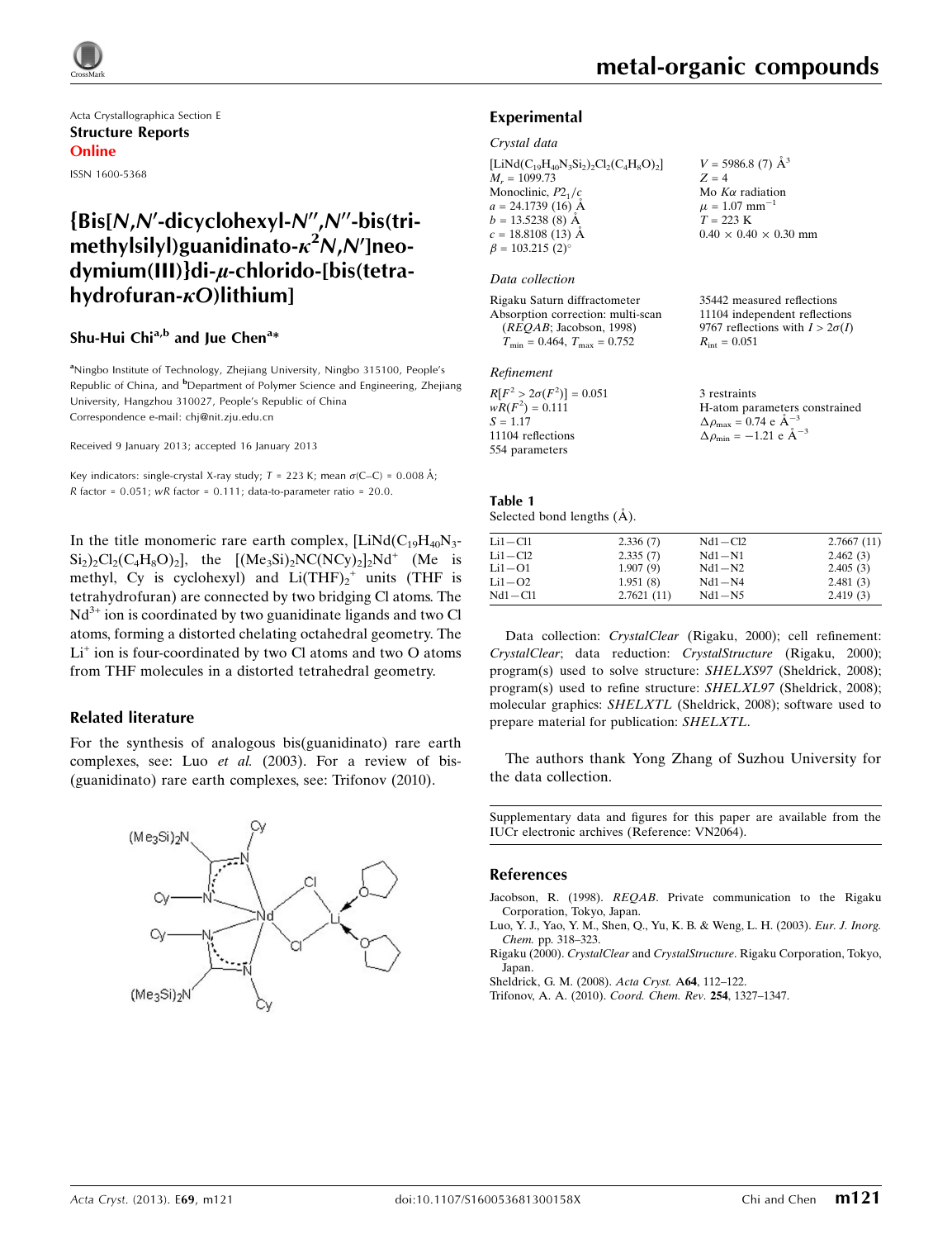Acta Crystallographica Section E

**Structure Reports**

**Online**

ISSN 1600-5368

# {Bis[*N*,*N*′-dicyclohexyl-*N*″,*N*″-bis(trimethylsilyl)guanidinato-$\kappa^2$*N*,*N*′]neodymium(III)}di-$\mu$-chlorido-[bis(tetrahydrofuran-$\kappa$*O*)lithium]

**Shu-Hui Chi[a,b] and Jue Chen[a]***

[a]Ningbo Institute of Technology, Zhejiang University, Ningbo 315100, People's Republic of China, and [b]Department of Polymer Science and Engineering, Zhejiang University, Hangzhou 310027, People's Republic of China
Correspondence e-mail: chj@nit.zju.edu.cn

Received 9 January 2013; accepted 16 January 2013

Key indicators: single-crystal X-ray study; $T$ = 223 K; mean $\sigma$(C–C) = 0.008 Å; $R$ factor = 0.051; $wR$ factor = 0.111; data-to-parameter ratio = 20.0.

In the title monomeric rare earth complex, $[LiNd(C_{19}H_{40}N_3Si_2)_2Cl_2(C_4H_8O)_2]$, the $[(Me_3Si)_2NC(NCy)_2]_2Nd^+$ (Me is methyl, Cy is cyclohexyl) and $Li(THF)_2^+$ units (THF is tetrahydrofuran) are connected by two bridging Cl atoms. The $Nd^{3+}$ ion is coordinated by two guanidinate ligands and two Cl atoms, forming a distorted chelating octahedral geometry. The $Li^+$ ion is four-coordinated by two Cl atoms and two O atoms from THF molecules in a distorted tetrahedral geometry.

## Related literature

For the synthesis of analogous bis(guanidinato) rare earth complexes, see: Luo *et al.* (2003). For a review of bis(guanidinato) rare earth complexes, see: Trifonov (2010).

## Experimental

### Crystal data

$[LiNd(C_{19}H_{40}N_3Si_2)_2Cl_2(C_4H_8O)_2]$
$M_r$ = 1099.73
Monoclinic, $P2_1/c$
$a$ = 24.1739 (16) Å
$b$ = 13.5238 (8) Å
$c$ = 18.8108 (13) Å
$\beta$ = 103.215 (2)°
$V$ = 5986.8 (7) Å$^3$
$Z$ = 4
Mo $K\alpha$ radiation
$\mu$ = 1.07 mm$^{-1}$
$T$ = 223 K
0.40 × 0.40 × 0.30 mm

### Data collection

Rigaku Saturn diffractometer
Absorption correction: multi-scan (*REQAB*; Jacobson, 1998)
$T_{min}$ = 0.464, $T_{max}$ = 0.752
35442 measured reflections
11104 independent reflections
9767 reflections with $I > 2\sigma(I)$
$R_{int}$ = 0.051

### Refinement

$R[F^2 > 2\sigma(F^2)]$ = 0.051
$wR(F^2)$ = 0.111
$S$ = 1.17
11104 reflections
554 parameters
3 restraints
H-atom parameters constrained
$\Delta\rho_{max}$ = 0.74 e Å$^{-3}$
$\Delta\rho_{min}$ = −1.21 e Å$^{-3}$

**Table 1**
Selected bond lengths (Å).

| | | | |
|---|---|---|---|
| Li1—Cl1 | 2.336 (7) | Nd1—Cl2 | 2.7667 (11) |
| Li1—Cl2 | 2.335 (7) | Nd1—N1 | 2.462 (3) |
| Li1—O1 | 1.907 (9) | Nd1—N2 | 2.405 (3) |
| Li1—O2 | 1.951 (8) | Nd1—N4 | 2.481 (3) |
| Nd1—Cl1 | 2.7621 (11) | Nd1—N5 | 2.419 (3) |

Data collection: *CrystalClear* (Rigaku, 2000); cell refinement: *CrystalClear*; data reduction: *CrystalStructure* (Rigaku, 2000); program(s) used to solve structure: *SHELXS97* (Sheldrick, 2008); program(s) used to refine structure: *SHELXL97* (Sheldrick, 2008); molecular graphics: *SHELXTL* (Sheldrick, 2008); software used to prepare material for publication: *SHELXTL*.

The authors thank Yong Zhang of Suzhou University for the data collection.

Supplementary data and figures for this paper are available from the IUCr electronic archives (Reference: VN2064).

## References

Jacobson, R. (1998). *REQAB*. Private communication to the Rigaku Corporation, Tokyo, Japan.
Luo, Y. J., Yao, Y. M., Shen, Q., Yu, K. B. & Weng, L. H. (2003). *Eur. J. Inorg. Chem.* pp. 318–323.
Rigaku (2000). *CrystalClear* and *CrystalStructure*. Rigaku Corporation, Tokyo, Japan.
Sheldrick, G. M. (2008). *Acta Cryst.* A**64**, 112–122.
Trifonov, A. A. (2010). *Coord. Chem. Rev.* **254**, 1327–1347.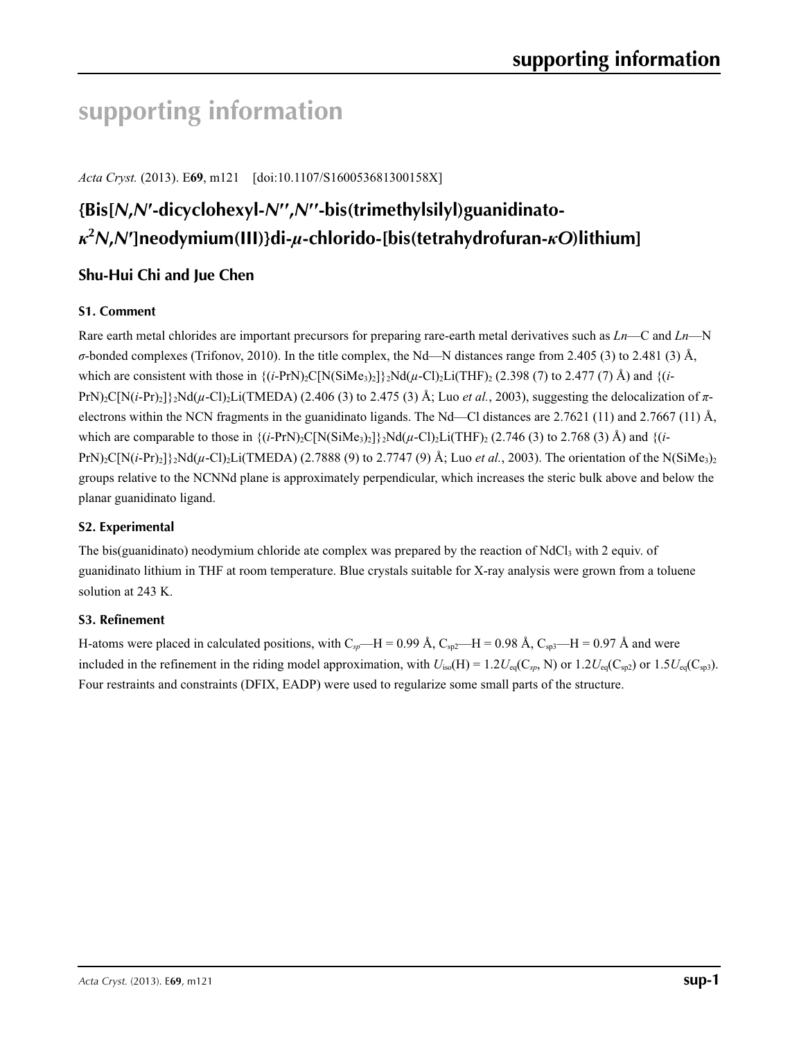# supporting information

*Acta Cryst.* (2013). E**69**, m121 [doi:10.1107/S160053681300158X]

## {Bis[*N*,*N*′-dicyclohexyl-*N*′′,*N*′′-bis(trimethylsilyl)guanidinato-$\kappa^2$*N*,*N*′]neodymium(III)}di-*μ*-chlorido-[bis(tetrahydrofuran-*κO*)lithium]

### Shu-Hui Chi and Jue Chen

#### S1. Comment

Rare earth metal chlorides are important precursors for preparing rare-earth metal derivatives such as *Ln*—C and *Ln*—N *σ*-bonded complexes (Trifonov, 2010). In the title complex, the Nd—N distances range from 2.405 (3) to 2.481 (3) Å, which are consistent with those in $\{(i\text{-PrN})_2C[N(SiMe_3)_2]\}_2Nd(\mu\text{-Cl})_2Li(THF)_2$ (2.398 (7) to 2.477 (7) Å) and $\{(i\text{-PrN})_2C[N(i\text{-Pr})_2]\}_2Nd(\mu\text{-Cl})_2Li(TMEDA)$ (2.406 (3) to 2.475 (3) Å; Luo *et al.*, 2003), suggesting the delocalization of *π*-electrons within the NCN fragments in the guanidinato ligands. The Nd—Cl distances are 2.7621 (11) and 2.7667 (11) Å, which are comparable to those in $\{(i\text{-PrN})_2C[N(SiMe_3)_2]\}_2Nd(\mu\text{-Cl})_2Li(THF)_2$ (2.746 (3) to 2.768 (3) Å) and $\{(i\text{-PrN})_2C[N(i\text{-Pr})_2]\}_2Nd(\mu\text{-Cl})_2Li(TMEDA)$ (2.7888 (9) to 2.7747 (9) Å; Luo *et al.*, 2003). The orientation of the $N(SiMe_3)_2$ groups relative to the NCNNd plane is approximately perpendicular, which increases the steric bulk above and below the planar guanidinato ligand.

#### S2. Experimental

The bis(guanidinato) neodymium chloride ate complex was prepared by the reaction of $NdCl_3$ with 2 equiv. of guanidinato lithium in THF at room temperature. Blue crystals suitable for X-ray analysis were grown from a toluene solution at 243 K.

#### S3. Refinement

H-atoms were placed in calculated positions, with $C_{sp}$—H = 0.99 Å, $C_{sp2}$—H = 0.98 Å, $C_{sp3}$—H = 0.97 Å and were included in the refinement in the riding model approximation, with $U_{iso}(H) = 1.2U_{eq}(C_{sp}, N)$ or $1.2U_{eq}(C_{sp2})$ or $1.5U_{eq}(C_{sp3})$. Four restraints and constraints (DFIX, EADP) were used to regularize some small parts of the structure.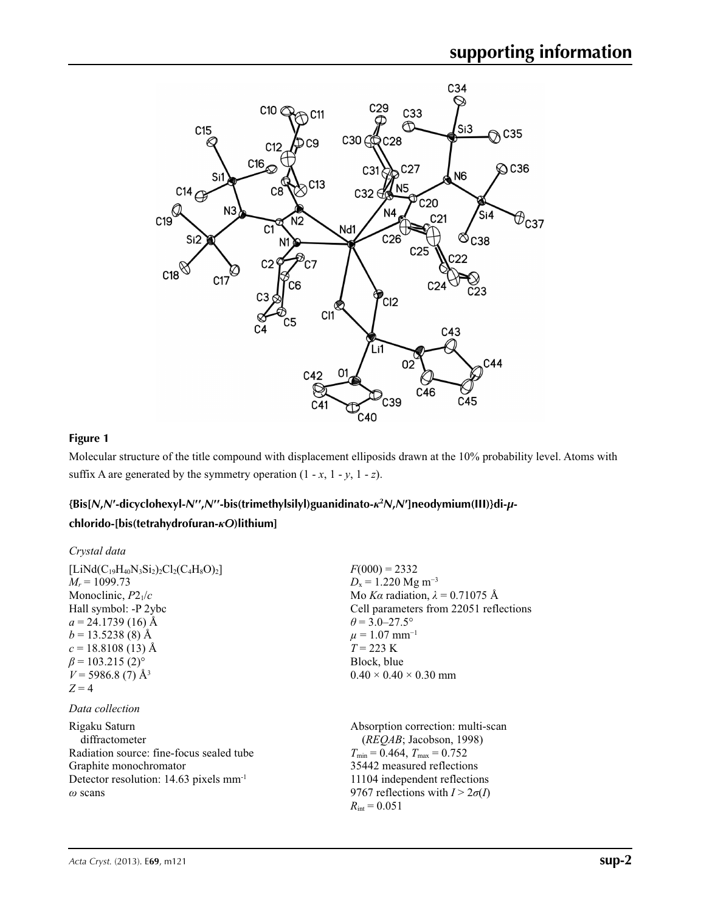**Figure 1**

Molecular structure of the title compound with displacement ellipsids drawn at the 10% probability level. Atoms with suffix A are generated by the symmetry operation (1 - *x*, 1 - *y*, 1 - *z*).

## {Bis[*N*,*N*′-dicyclohexyl-*N*′′,*N*′′-bis(trimethylsilyl)guanidinato-κ²*N*,*N*′]neodymium(III)}di-μ-chlorido-[bis(tetrahydrofuran-κ*O*)lithium]

### *Crystal data*

$[LiNd(C_{19}H_{40}N_3Si_2)_2Cl_2(C_4H_8O)_2]$
$M_r = 1099.73$
Monoclinic, $P2_1/c$
Hall symbol: -P 2ybc
$a = 24.1739\ (16)$ Å
$b = 13.5238\ (8)$ Å
$c = 18.8108\ (13)$ Å
$\beta = 103.215\ (2)°$
$V = 5986.8\ (7)$ Å$^3$
$Z = 4$

$F(000) = 2332$
$D_x = 1.220$ Mg m$^{-3}$
Mo $K\alpha$ radiation, $\lambda = 0.71075$ Å
Cell parameters from 22051 reflections
$\theta = 3.0$–$27.5°$
$\mu = 1.07$ mm$^{-1}$
$T = 223$ K
Block, blue
$0.40 \times 0.40 \times 0.30$ mm

### *Data collection*

Rigaku Saturn diffractometer
Radiation source: fine-focus sealed tube
Graphite monochromator
Detector resolution: 14.63 pixels mm$^{-1}$
ω scans

Absorption correction: multi-scan (*REQAB*; Jacobson, 1998)
$T_{min} = 0.464$, $T_{max} = 0.752$
35442 measured reflections
11104 independent reflections
9767 reflections with $I > 2\sigma(I)$
$R_{int} = 0.051$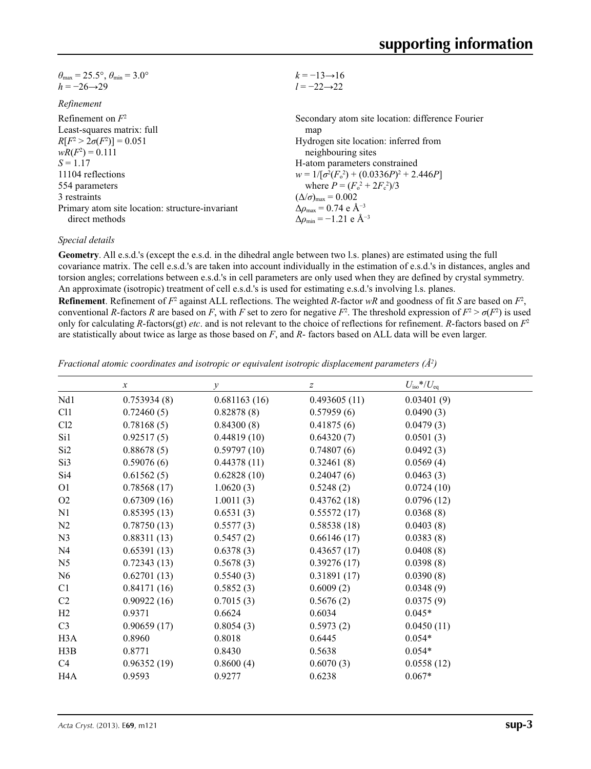$\theta_{max} = 25.5°$, $\theta_{min} = 3.0°$
$h = -26 \rightarrow 29$
$k = -13 \rightarrow 16$
$l = -22 \rightarrow 22$

*Refinement*

Refinement on $F^2$
Least-squares matrix: full
$R[F^2 > 2\sigma(F^2)] = 0.051$
$wR(F^2) = 0.111$
$S = 1.17$
11104 reflections
554 parameters
3 restraints
Primary atom site location: structure-invariant direct methods
Secondary atom site location: difference Fourier map
Hydrogen site location: inferred from neighbouring sites
H-atom parameters constrained
$w = 1/[\sigma^2(F_o^2) + (0.0336P)^2 + 2.446P]$
where $P = (F_o^2 + 2F_c^2)/3$
$(\Delta/\sigma)_{max} = 0.002$
$\Delta\rho_{max} = 0.74$ e Å$^{-3}$
$\Delta\rho_{min} = -1.21$ e Å$^{-3}$

*Special details*

**Geometry**. All e.s.d.'s (except the e.s.d. in the dihedral angle between two l.s. planes) are estimated using the full covariance matrix. The cell e.s.d.'s are taken into account individually in the estimation of e.s.d.'s in distances, angles and torsion angles; correlations between e.s.d.'s in cell parameters are only used when they are defined by crystal symmetry. An approximate (isotropic) treatment of cell e.s.d.'s is used for estimating e.s.d.'s involving l.s. planes.

**Refinement**. Refinement of $F^2$ against ALL reflections. The weighted $R$-factor $wR$ and goodness of fit $S$ are based on $F^2$, conventional $R$-factors $R$ are based on $F$, with $F$ set to zero for negative $F^2$. The threshold expression of $F^2 > \sigma(F^2)$ is used only for calculating $R$-factors(gt) *etc*. and is not relevant to the choice of reflections for refinement. $R$-factors based on $F^2$ are statistically about twice as large as those based on $F$, and $R$- factors based on ALL data will be even larger.

*Fractional atomic coordinates and isotropic or equivalent isotropic displacement parameters (Å$^2$)*

| | $x$ | $y$ | $z$ | $U_{iso}$*/$U_{eq}$ |
|---|---|---|---|---|
| Nd1 | 0.753934 (8) | 0.681163 (16) | 0.493605 (11) | 0.03401 (9) |
| Cl1 | 0.72460 (5) | 0.82878 (8) | 0.57959 (6) | 0.0490 (3) |
| Cl2 | 0.78168 (5) | 0.84300 (8) | 0.41875 (6) | 0.0479 (3) |
| Si1 | 0.92517 (5) | 0.44819 (10) | 0.64320 (7) | 0.0501 (3) |
| Si2 | 0.88678 (5) | 0.59797 (10) | 0.74807 (6) | 0.0492 (3) |
| Si3 | 0.59076 (6) | 0.44378 (11) | 0.32461 (8) | 0.0569 (4) |
| Si4 | 0.61562 (5) | 0.62828 (10) | 0.24047 (6) | 0.0463 (3) |
| O1 | 0.78568 (17) | 1.0620 (3) | 0.5248 (2) | 0.0724 (10) |
| O2 | 0.67309 (16) | 1.0011 (3) | 0.43762 (18) | 0.0796 (12) |
| N1 | 0.85395 (13) | 0.6531 (3) | 0.55572 (17) | 0.0368 (8) |
| N2 | 0.78750 (13) | 0.5577 (3) | 0.58538 (18) | 0.0403 (8) |
| N3 | 0.88311 (13) | 0.5457 (2) | 0.66146 (17) | 0.0383 (8) |
| N4 | 0.65391 (13) | 0.6378 (3) | 0.43657 (17) | 0.0408 (8) |
| N5 | 0.72343 (13) | 0.5678 (3) | 0.39276 (17) | 0.0398 (8) |
| N6 | 0.62701 (13) | 0.5540 (3) | 0.31891 (17) | 0.0390 (8) |
| C1 | 0.84171 (16) | 0.5852 (3) | 0.6009 (2) | 0.0348 (9) |
| C2 | 0.90922 (16) | 0.7015 (3) | 0.5676 (2) | 0.0375 (9) |
| H2 | 0.9371 | 0.6624 | 0.6034 | 0.045* |
| C3 | 0.90659 (17) | 0.8054 (3) | 0.5973 (2) | 0.0450 (11) |
| H3A | 0.8960 | 0.8018 | 0.6445 | 0.054* |
| H3B | 0.8771 | 0.8430 | 0.5638 | 0.054* |
| C4 | 0.96352 (19) | 0.8600 (4) | 0.6070 (3) | 0.0558 (12) |
| H4A | 0.9593 | 0.9277 | 0.6238 | 0.067* |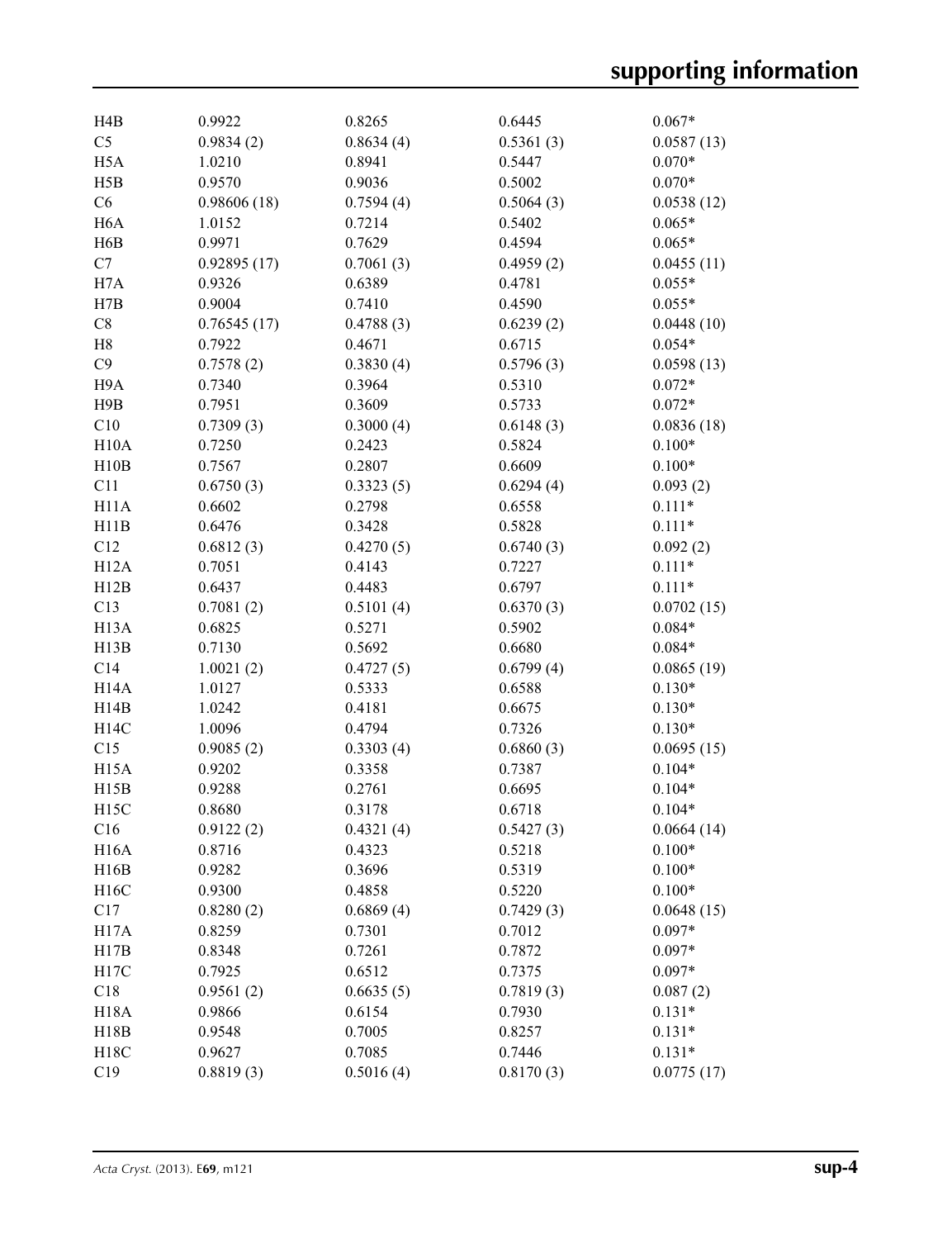| | | | | |
|---|---|---|---|---|
| H4B | 0.9922 | 0.8265 | 0.6445 | 0.067* |
| C5 | 0.9834 (2) | 0.8634 (4) | 0.5361 (3) | 0.0587 (13) |
| H5A | 1.0210 | 0.8941 | 0.5447 | 0.070* |
| H5B | 0.9570 | 0.9036 | 0.5002 | 0.070* |
| C6 | 0.98606 (18) | 0.7594 (4) | 0.5064 (3) | 0.0538 (12) |
| H6A | 1.0152 | 0.7214 | 0.5402 | 0.065* |
| H6B | 0.9971 | 0.7629 | 0.4594 | 0.065* |
| C7 | 0.92895 (17) | 0.7061 (3) | 0.4959 (2) | 0.0455 (11) |
| H7A | 0.9326 | 0.6389 | 0.4781 | 0.055* |
| H7B | 0.9004 | 0.7410 | 0.4590 | 0.055* |
| C8 | 0.76545 (17) | 0.4788 (3) | 0.6239 (2) | 0.0448 (10) |
| H8 | 0.7922 | 0.4671 | 0.6715 | 0.054* |
| C9 | 0.7578 (2) | 0.3830 (4) | 0.5796 (3) | 0.0598 (13) |
| H9A | 0.7340 | 0.3964 | 0.5310 | 0.072* |
| H9B | 0.7951 | 0.3609 | 0.5733 | 0.072* |
| C10 | 0.7309 (3) | 0.3000 (4) | 0.6148 (3) | 0.0836 (18) |
| H10A | 0.7250 | 0.2423 | 0.5824 | 0.100* |
| H10B | 0.7567 | 0.2807 | 0.6609 | 0.100* |
| C11 | 0.6750 (3) | 0.3323 (5) | 0.6294 (4) | 0.093 (2) |
| H11A | 0.6602 | 0.2798 | 0.6558 | 0.111* |
| H11B | 0.6476 | 0.3428 | 0.5828 | 0.111* |
| C12 | 0.6812 (3) | 0.4270 (5) | 0.6740 (3) | 0.092 (2) |
| H12A | 0.7051 | 0.4143 | 0.7227 | 0.111* |
| H12B | 0.6437 | 0.4483 | 0.6797 | 0.111* |
| C13 | 0.7081 (2) | 0.5101 (4) | 0.6370 (3) | 0.0702 (15) |
| H13A | 0.6825 | 0.5271 | 0.5902 | 0.084* |
| H13B | 0.7130 | 0.5692 | 0.6680 | 0.084* |
| C14 | 1.0021 (2) | 0.4727 (5) | 0.6799 (4) | 0.0865 (19) |
| H14A | 1.0127 | 0.5333 | 0.6588 | 0.130* |
| H14B | 1.0242 | 0.4181 | 0.6675 | 0.130* |
| H14C | 1.0096 | 0.4794 | 0.7326 | 0.130* |
| C15 | 0.9085 (2) | 0.3303 (4) | 0.6860 (3) | 0.0695 (15) |
| H15A | 0.9202 | 0.3358 | 0.7387 | 0.104* |
| H15B | 0.9288 | 0.2761 | 0.6695 | 0.104* |
| H15C | 0.8680 | 0.3178 | 0.6718 | 0.104* |
| C16 | 0.9122 (2) | 0.4321 (4) | 0.5427 (3) | 0.0664 (14) |
| H16A | 0.8716 | 0.4323 | 0.5218 | 0.100* |
| H16B | 0.9282 | 0.3696 | 0.5319 | 0.100* |
| H16C | 0.9300 | 0.4858 | 0.5220 | 0.100* |
| C17 | 0.8280 (2) | 0.6869 (4) | 0.7429 (3) | 0.0648 (15) |
| H17A | 0.8259 | 0.7301 | 0.7012 | 0.097* |
| H17B | 0.8348 | 0.7261 | 0.7872 | 0.097* |
| H17C | 0.7925 | 0.6512 | 0.7375 | 0.097* |
| C18 | 0.9561 (2) | 0.6635 (5) | 0.7819 (3) | 0.087 (2) |
| H18A | 0.9866 | 0.6154 | 0.7930 | 0.131* |
| H18B | 0.9548 | 0.7005 | 0.8257 | 0.131* |
| H18C | 0.9627 | 0.7085 | 0.7446 | 0.131* |
| C19 | 0.8819 (3) | 0.5016 (4) | 0.8170 (3) | 0.0775 (17) |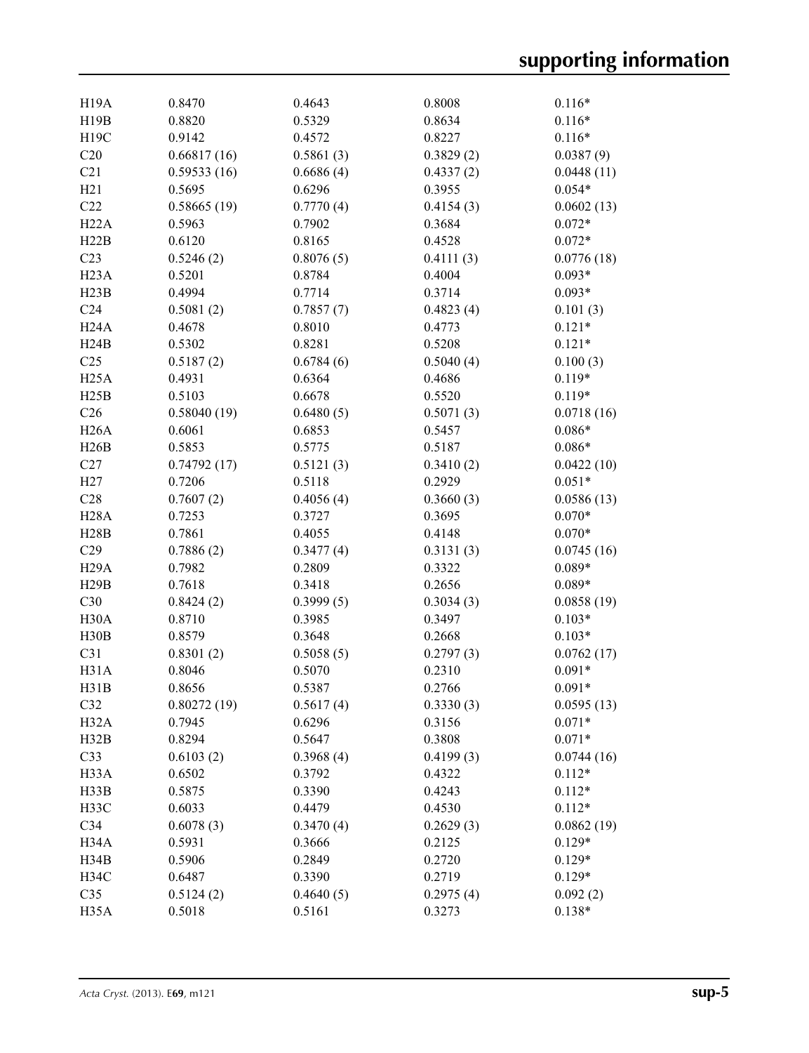| | | | | |
|---|---|---|---|---|
| H19A | 0.8470 | 0.4643 | 0.8008 | 0.116* |
| H19B | 0.8820 | 0.5329 | 0.8634 | 0.116* |
| H19C | 0.9142 | 0.4572 | 0.8227 | 0.116* |
| C20 | 0.66817 (16) | 0.5861 (3) | 0.3829 (2) | 0.0387 (9) |
| C21 | 0.59533 (16) | 0.6686 (4) | 0.4337 (2) | 0.0448 (11) |
| H21 | 0.5695 | 0.6296 | 0.3955 | 0.054* |
| C22 | 0.58665 (19) | 0.7770 (4) | 0.4154 (3) | 0.0602 (13) |
| H22A | 0.5963 | 0.7902 | 0.3684 | 0.072* |
| H22B | 0.6120 | 0.8165 | 0.4528 | 0.072* |
| C23 | 0.5246 (2) | 0.8076 (5) | 0.4111 (3) | 0.0776 (18) |
| H23A | 0.5201 | 0.8784 | 0.4004 | 0.093* |
| H23B | 0.4994 | 0.7714 | 0.3714 | 0.093* |
| C24 | 0.5081 (2) | 0.7857 (7) | 0.4823 (4) | 0.101 (3) |
| H24A | 0.4678 | 0.8010 | 0.4773 | 0.121* |
| H24B | 0.5302 | 0.8281 | 0.5208 | 0.121* |
| C25 | 0.5187 (2) | 0.6784 (6) | 0.5040 (4) | 0.100 (3) |
| H25A | 0.4931 | 0.6364 | 0.4686 | 0.119* |
| H25B | 0.5103 | 0.6678 | 0.5520 | 0.119* |
| C26 | 0.58040 (19) | 0.6480 (5) | 0.5071 (3) | 0.0718 (16) |
| H26A | 0.6061 | 0.6853 | 0.5457 | 0.086* |
| H26B | 0.5853 | 0.5775 | 0.5187 | 0.086* |
| C27 | 0.74792 (17) | 0.5121 (3) | 0.3410 (2) | 0.0422 (10) |
| H27 | 0.7206 | 0.5118 | 0.2929 | 0.051* |
| C28 | 0.7607 (2) | 0.4056 (4) | 0.3660 (3) | 0.0586 (13) |
| H28A | 0.7253 | 0.3727 | 0.3695 | 0.070* |
| H28B | 0.7861 | 0.4055 | 0.4148 | 0.070* |
| C29 | 0.7886 (2) | 0.3477 (4) | 0.3131 (3) | 0.0745 (16) |
| H29A | 0.7982 | 0.2809 | 0.3322 | 0.089* |
| H29B | 0.7618 | 0.3418 | 0.2656 | 0.089* |
| C30 | 0.8424 (2) | 0.3999 (5) | 0.3034 (3) | 0.0858 (19) |
| H30A | 0.8710 | 0.3985 | 0.3497 | 0.103* |
| H30B | 0.8579 | 0.3648 | 0.2668 | 0.103* |
| C31 | 0.8301 (2) | 0.5058 (5) | 0.2797 (3) | 0.0762 (17) |
| H31A | 0.8046 | 0.5070 | 0.2310 | 0.091* |
| H31B | 0.8656 | 0.5387 | 0.2766 | 0.091* |
| C32 | 0.80272 (19) | 0.5617 (4) | 0.3330 (3) | 0.0595 (13) |
| H32A | 0.7945 | 0.6296 | 0.3156 | 0.071* |
| H32B | 0.8294 | 0.5647 | 0.3808 | 0.071* |
| C33 | 0.6103 (2) | 0.3968 (4) | 0.4199 (3) | 0.0744 (16) |
| H33A | 0.6502 | 0.3792 | 0.4322 | 0.112* |
| H33B | 0.5875 | 0.3390 | 0.4243 | 0.112* |
| H33C | 0.6033 | 0.4479 | 0.4530 | 0.112* |
| C34 | 0.6078 (3) | 0.3470 (4) | 0.2629 (3) | 0.0862 (19) |
| H34A | 0.5931 | 0.3666 | 0.2125 | 0.129* |
| H34B | 0.5906 | 0.2849 | 0.2720 | 0.129* |
| H34C | 0.6487 | 0.3390 | 0.2719 | 0.129* |
| C35 | 0.5124 (2) | 0.4640 (5) | 0.2975 (4) | 0.092 (2) |
| H35A | 0.5018 | 0.5161 | 0.3273 | 0.138* |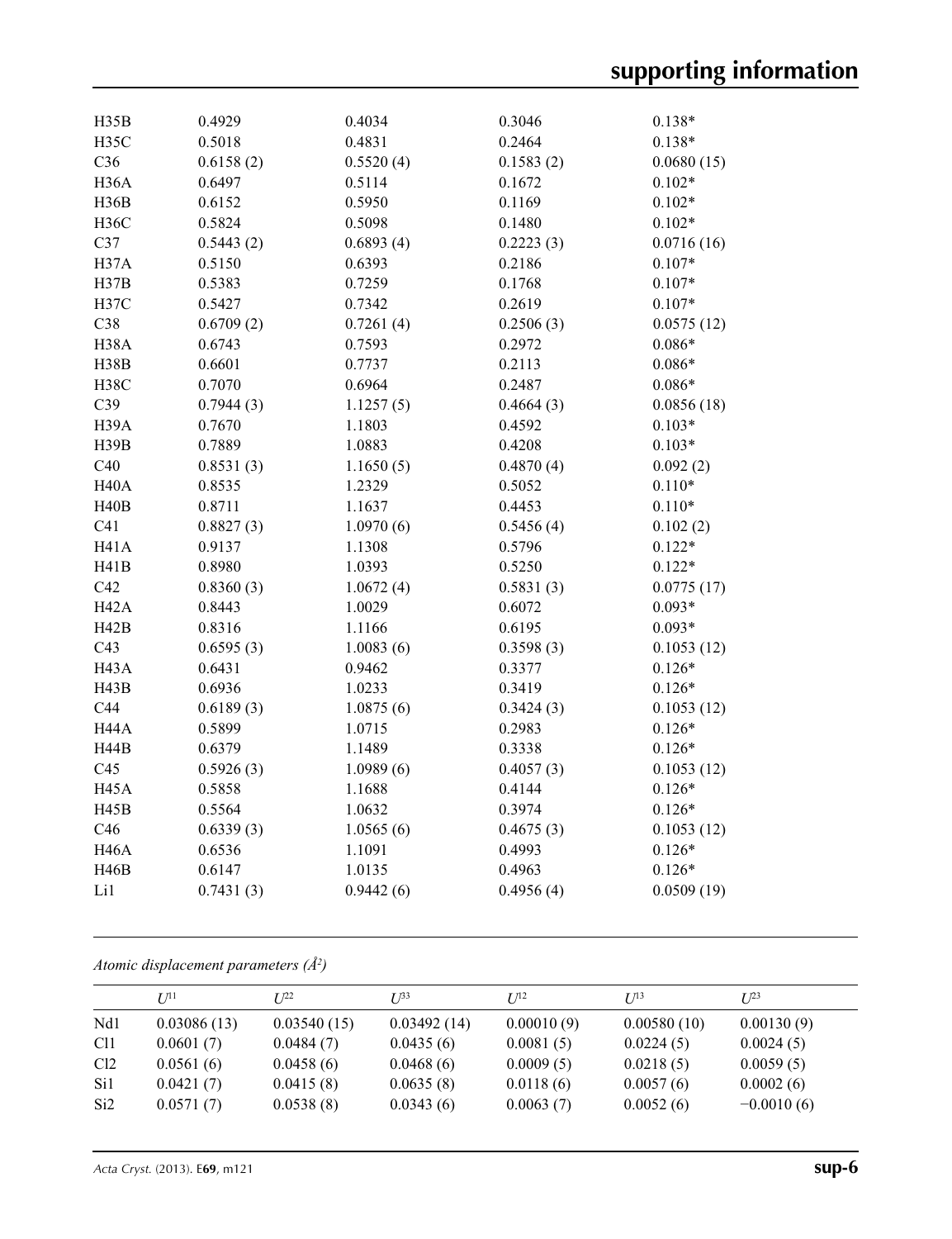| | | | | |
|---|---|---|---|---|
| H35B | 0.4929 | 0.4034 | 0.3046 | 0.138* |
| H35C | 0.5018 | 0.4831 | 0.2464 | 0.138* |
| C36 | 0.6158 (2) | 0.5520 (4) | 0.1583 (2) | 0.0680 (15) |
| H36A | 0.6497 | 0.5114 | 0.1672 | 0.102* |
| H36B | 0.6152 | 0.5950 | 0.1169 | 0.102* |
| H36C | 0.5824 | 0.5098 | 0.1480 | 0.102* |
| C37 | 0.5443 (2) | 0.6893 (4) | 0.2223 (3) | 0.0716 (16) |
| H37A | 0.5150 | 0.6393 | 0.2186 | 0.107* |
| H37B | 0.5383 | 0.7259 | 0.1768 | 0.107* |
| H37C | 0.5427 | 0.7342 | 0.2619 | 0.107* |
| C38 | 0.6709 (2) | 0.7261 (4) | 0.2506 (3) | 0.0575 (12) |
| H38A | 0.6743 | 0.7593 | 0.2972 | 0.086* |
| H38B | 0.6601 | 0.7737 | 0.2113 | 0.086* |
| H38C | 0.7070 | 0.6964 | 0.2487 | 0.086* |
| C39 | 0.7944 (3) | 1.1257 (5) | 0.4664 (3) | 0.0856 (18) |
| H39A | 0.7670 | 1.1803 | 0.4592 | 0.103* |
| H39B | 0.7889 | 1.0883 | 0.4208 | 0.103* |
| C40 | 0.8531 (3) | 1.1650 (5) | 0.4870 (4) | 0.092 (2) |
| H40A | 0.8535 | 1.2329 | 0.5052 | 0.110* |
| H40B | 0.8711 | 1.1637 | 0.4453 | 0.110* |
| C41 | 0.8827 (3) | 1.0970 (6) | 0.5456 (4) | 0.102 (2) |
| H41A | 0.9137 | 1.1308 | 0.5796 | 0.122* |
| H41B | 0.8980 | 1.0393 | 0.5250 | 0.122* |
| C42 | 0.8360 (3) | 1.0672 (4) | 0.5831 (3) | 0.0775 (17) |
| H42A | 0.8443 | 1.0029 | 0.6072 | 0.093* |
| H42B | 0.8316 | 1.1166 | 0.6195 | 0.093* |
| C43 | 0.6595 (3) | 1.0083 (6) | 0.3598 (3) | 0.1053 (12) |
| H43A | 0.6431 | 0.9462 | 0.3377 | 0.126* |
| H43B | 0.6936 | 1.0233 | 0.3419 | 0.126* |
| C44 | 0.6189 (3) | 1.0875 (6) | 0.3424 (3) | 0.1053 (12) |
| H44A | 0.5899 | 1.0715 | 0.2983 | 0.126* |
| H44B | 0.6379 | 1.1489 | 0.3338 | 0.126* |
| C45 | 0.5926 (3) | 1.0989 (6) | 0.4057 (3) | 0.1053 (12) |
| H45A | 0.5858 | 1.1688 | 0.4144 | 0.126* |
| H45B | 0.5564 | 1.0632 | 0.3974 | 0.126* |
| C46 | 0.6339 (3) | 1.0565 (6) | 0.4675 (3) | 0.1053 (12) |
| H46A | 0.6536 | 1.1091 | 0.4993 | 0.126* |
| H46B | 0.6147 | 1.0135 | 0.4963 | 0.126* |
| Li1 | 0.7431 (3) | 0.9442 (6) | 0.4956 (4) | 0.0509 (19) |

*Atomic displacement parameters (Å²)*

| | $U^{11}$ | $U^{22}$ | $U^{33}$ | $U^{12}$ | $U^{13}$ | $U^{23}$ |
|---|---|---|---|---|---|---|
| Nd1 | 0.03086 (13) | 0.03540 (15) | 0.03492 (14) | 0.00010 (9) | 0.00580 (10) | 0.00130 (9) |
| Cl1 | 0.0601 (7) | 0.0484 (7) | 0.0435 (6) | 0.0081 (5) | 0.0224 (5) | 0.0024 (5) |
| Cl2 | 0.0561 (6) | 0.0458 (6) | 0.0468 (6) | 0.0009 (5) | 0.0218 (5) | 0.0059 (5) |
| Si1 | 0.0421 (7) | 0.0415 (8) | 0.0635 (8) | 0.0118 (6) | 0.0057 (6) | 0.0002 (6) |
| Si2 | 0.0571 (7) | 0.0538 (8) | 0.0343 (6) | 0.0063 (7) | 0.0052 (6) | −0.0010 (6) |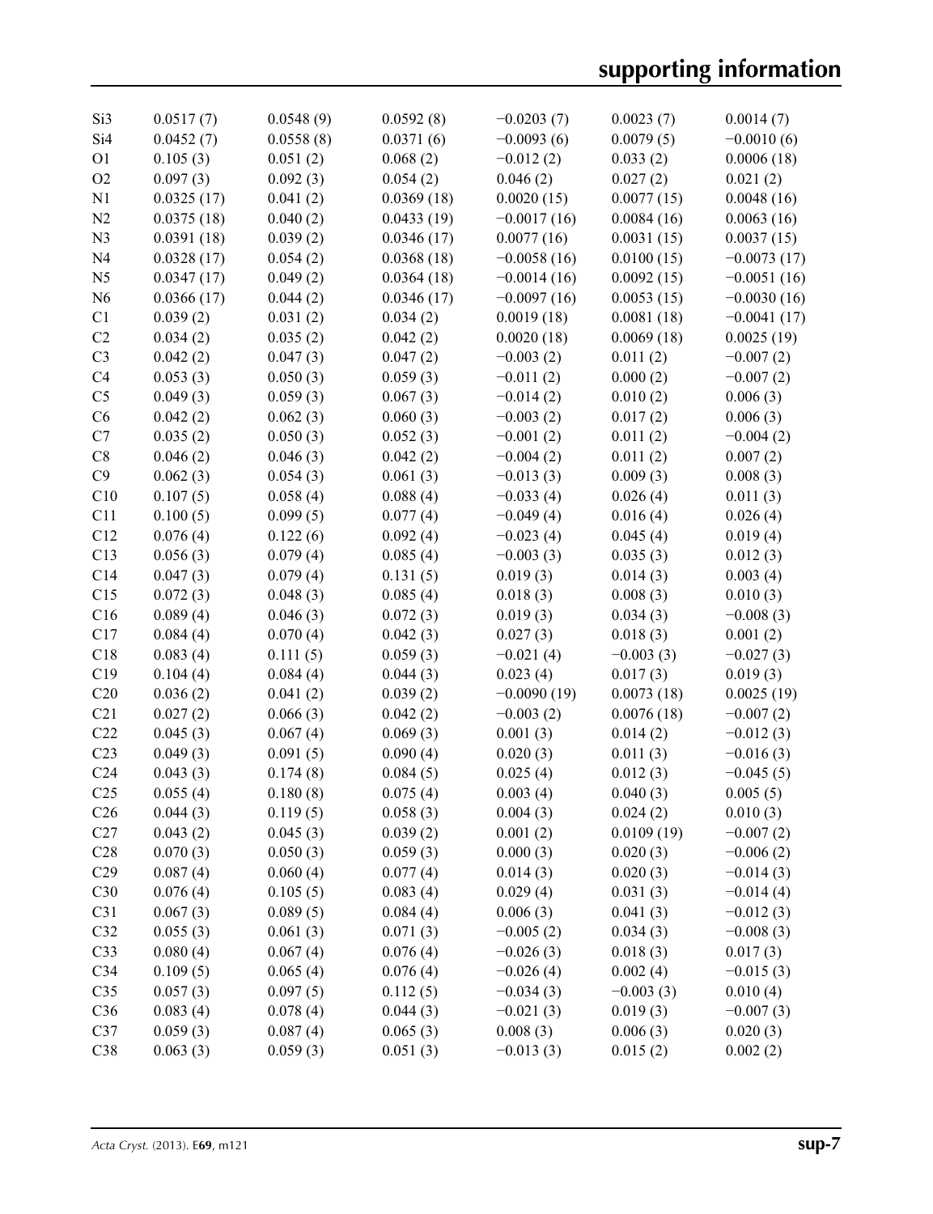| | | | | | | |
|---|---|---|---|---|---|---|
| Si3 | 0.0517 (7) | 0.0548 (9) | 0.0592 (8) | −0.0203 (7) | 0.0023 (7) | 0.0014 (7) |
| Si4 | 0.0452 (7) | 0.0558 (8) | 0.0371 (6) | −0.0093 (6) | 0.0079 (5) | −0.0010 (6) |
| O1 | 0.105 (3) | 0.051 (2) | 0.068 (2) | −0.012 (2) | 0.033 (2) | 0.0006 (18) |
| O2 | 0.097 (3) | 0.092 (3) | 0.054 (2) | 0.046 (2) | 0.027 (2) | 0.021 (2) |
| N1 | 0.0325 (17) | 0.041 (2) | 0.0369 (18) | 0.0020 (15) | 0.0077 (15) | 0.0048 (16) |
| N2 | 0.0375 (18) | 0.040 (2) | 0.0433 (19) | −0.0017 (16) | 0.0084 (16) | 0.0063 (16) |
| N3 | 0.0391 (18) | 0.039 (2) | 0.0346 (17) | 0.0077 (16) | 0.0031 (15) | 0.0037 (15) |
| N4 | 0.0328 (17) | 0.054 (2) | 0.0368 (18) | −0.0058 (16) | 0.0100 (15) | −0.0073 (17) |
| N5 | 0.0347 (17) | 0.049 (2) | 0.0364 (18) | −0.0014 (16) | 0.0092 (15) | −0.0051 (16) |
| N6 | 0.0366 (17) | 0.044 (2) | 0.0346 (17) | −0.0097 (16) | 0.0053 (15) | −0.0030 (16) |
| C1 | 0.039 (2) | 0.031 (2) | 0.034 (2) | 0.0019 (18) | 0.0081 (18) | −0.0041 (17) |
| C2 | 0.034 (2) | 0.035 (2) | 0.042 (2) | 0.0020 (18) | 0.0069 (18) | 0.0025 (19) |
| C3 | 0.042 (2) | 0.047 (3) | 0.047 (2) | −0.003 (2) | 0.011 (2) | −0.007 (2) |
| C4 | 0.053 (3) | 0.050 (3) | 0.059 (3) | −0.011 (2) | 0.000 (2) | −0.007 (2) |
| C5 | 0.049 (3) | 0.059 (3) | 0.067 (3) | −0.014 (2) | 0.010 (2) | 0.006 (3) |
| C6 | 0.042 (2) | 0.062 (3) | 0.060 (3) | −0.003 (2) | 0.017 (2) | 0.006 (3) |
| C7 | 0.035 (2) | 0.050 (3) | 0.052 (3) | −0.001 (2) | 0.011 (2) | −0.004 (2) |
| C8 | 0.046 (2) | 0.046 (3) | 0.042 (2) | −0.004 (2) | 0.011 (2) | 0.007 (2) |
| C9 | 0.062 (3) | 0.054 (3) | 0.061 (3) | −0.013 (3) | 0.009 (3) | 0.008 (3) |
| C10 | 0.107 (5) | 0.058 (4) | 0.088 (4) | −0.033 (4) | 0.026 (4) | 0.011 (3) |
| C11 | 0.100 (5) | 0.099 (5) | 0.077 (4) | −0.049 (4) | 0.016 (4) | 0.026 (4) |
| C12 | 0.076 (4) | 0.122 (6) | 0.092 (4) | −0.023 (4) | 0.045 (4) | 0.019 (4) |
| C13 | 0.056 (3) | 0.079 (4) | 0.085 (4) | −0.003 (3) | 0.035 (3) | 0.012 (3) |
| C14 | 0.047 (3) | 0.079 (4) | 0.131 (5) | 0.019 (3) | 0.014 (3) | 0.003 (4) |
| C15 | 0.072 (3) | 0.048 (3) | 0.085 (4) | 0.018 (3) | 0.008 (3) | 0.010 (3) |
| C16 | 0.089 (4) | 0.046 (3) | 0.072 (3) | 0.019 (3) | 0.034 (3) | −0.008 (3) |
| C17 | 0.084 (4) | 0.070 (4) | 0.042 (3) | 0.027 (3) | 0.018 (3) | 0.001 (2) |
| C18 | 0.083 (4) | 0.111 (5) | 0.059 (3) | −0.021 (4) | −0.003 (3) | −0.027 (3) |
| C19 | 0.104 (4) | 0.084 (4) | 0.044 (3) | 0.023 (4) | 0.017 (3) | 0.019 (3) |
| C20 | 0.036 (2) | 0.041 (2) | 0.039 (2) | −0.0090 (19) | 0.0073 (18) | 0.0025 (19) |
| C21 | 0.027 (2) | 0.066 (3) | 0.042 (2) | −0.003 (2) | 0.0076 (18) | −0.007 (2) |
| C22 | 0.045 (3) | 0.067 (4) | 0.069 (3) | 0.001 (3) | 0.014 (2) | −0.012 (3) |
| C23 | 0.049 (3) | 0.091 (5) | 0.090 (4) | 0.020 (3) | 0.011 (3) | −0.016 (3) |
| C24 | 0.043 (3) | 0.174 (8) | 0.084 (5) | 0.025 (4) | 0.012 (3) | −0.045 (5) |
| C25 | 0.055 (4) | 0.180 (8) | 0.075 (4) | 0.003 (4) | 0.040 (3) | 0.005 (5) |
| C26 | 0.044 (3) | 0.119 (5) | 0.058 (3) | 0.004 (3) | 0.024 (2) | 0.010 (3) |
| C27 | 0.043 (2) | 0.045 (3) | 0.039 (2) | 0.001 (2) | 0.0109 (19) | −0.007 (2) |
| C28 | 0.070 (3) | 0.050 (3) | 0.059 (3) | 0.000 (3) | 0.020 (3) | −0.006 (2) |
| C29 | 0.087 (4) | 0.060 (4) | 0.077 (4) | 0.014 (3) | 0.020 (3) | −0.014 (3) |
| C30 | 0.076 (4) | 0.105 (5) | 0.083 (4) | 0.029 (4) | 0.031 (3) | −0.014 (4) |
| C31 | 0.067 (3) | 0.089 (5) | 0.084 (4) | 0.006 (3) | 0.041 (3) | −0.012 (3) |
| C32 | 0.055 (3) | 0.061 (3) | 0.071 (3) | −0.005 (2) | 0.034 (3) | −0.008 (3) |
| C33 | 0.080 (4) | 0.067 (4) | 0.076 (4) | −0.026 (3) | 0.018 (3) | 0.017 (3) |
| C34 | 0.109 (5) | 0.065 (4) | 0.076 (4) | −0.026 (4) | 0.002 (4) | −0.015 (3) |
| C35 | 0.057 (3) | 0.097 (5) | 0.112 (5) | −0.034 (3) | −0.003 (3) | 0.010 (4) |
| C36 | 0.083 (4) | 0.078 (4) | 0.044 (3) | −0.021 (3) | 0.019 (3) | −0.007 (3) |
| C37 | 0.059 (3) | 0.087 (4) | 0.065 (3) | 0.008 (3) | 0.006 (3) | 0.020 (3) |
| C38 | 0.063 (3) | 0.059 (3) | 0.051 (3) | −0.013 (3) | 0.015 (2) | 0.002 (2) |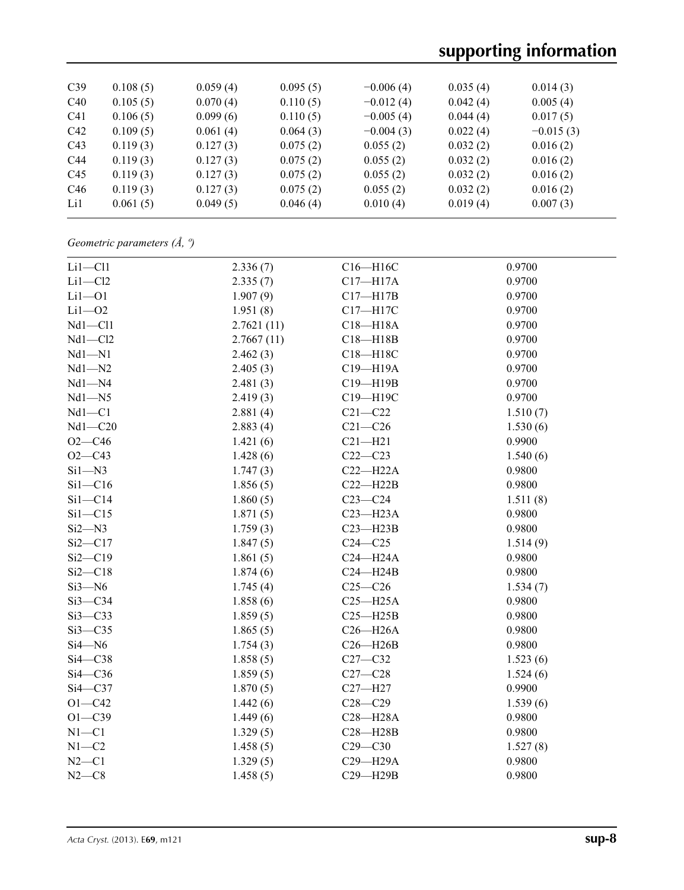| C39 | 0.108 (5) | 0.059 (4) | 0.095 (5) | −0.006 (4) | 0.035 (4) | 0.014 (3) |
|---|---|---|---|---|---|---|
| C40 | 0.105 (5) | 0.070 (4) | 0.110 (5) | −0.012 (4) | 0.042 (4) | 0.005 (4) |
| C41 | 0.106 (5) | 0.099 (6) | 0.110 (5) | −0.005 (4) | 0.044 (4) | 0.017 (5) |
| C42 | 0.109 (5) | 0.061 (4) | 0.064 (3) | −0.004 (3) | 0.022 (4) | −0.015 (3) |
| C43 | 0.119 (3) | 0.127 (3) | 0.075 (2) | 0.055 (2) | 0.032 (2) | 0.016 (2) |
| C44 | 0.119 (3) | 0.127 (3) | 0.075 (2) | 0.055 (2) | 0.032 (2) | 0.016 (2) |
| C45 | 0.119 (3) | 0.127 (3) | 0.075 (2) | 0.055 (2) | 0.032 (2) | 0.016 (2) |
| C46 | 0.119 (3) | 0.127 (3) | 0.075 (2) | 0.055 (2) | 0.032 (2) | 0.016 (2) |
| Li1 | 0.061 (5) | 0.049 (5) | 0.046 (4) | 0.010 (4) | 0.019 (4) | 0.007 (3) |

*Geometric parameters (Å, º)*

| | | | |
|---|---|---|---|
| Li1—Cl1 | 2.336 (7) | C16—H16C | 0.9700 |
| Li1—Cl2 | 2.335 (7) | C17—H17A | 0.9700 |
| Li1—O1 | 1.907 (9) | C17—H17B | 0.9700 |
| Li1—O2 | 1.951 (8) | C17—H17C | 0.9700 |
| Nd1—Cl1 | 2.7621 (11) | C18—H18A | 0.9700 |
| Nd1—Cl2 | 2.7667 (11) | C18—H18B | 0.9700 |
| Nd1—N1 | 2.462 (3) | C18—H18C | 0.9700 |
| Nd1—N2 | 2.405 (3) | C19—H19A | 0.9700 |
| Nd1—N4 | 2.481 (3) | C19—H19B | 0.9700 |
| Nd1—N5 | 2.419 (3) | C19—H19C | 0.9700 |
| Nd1—C1 | 2.881 (4) | C21—C22 | 1.510 (7) |
| Nd1—C20 | 2.883 (4) | C21—C26 | 1.530 (6) |
| O2—C46 | 1.421 (6) | C21—H21 | 0.9900 |
| O2—C43 | 1.428 (6) | C22—C23 | 1.540 (6) |
| Si1—N3 | 1.747 (3) | C22—H22A | 0.9800 |
| Si1—C16 | 1.856 (5) | C22—H22B | 0.9800 |
| Si1—C14 | 1.860 (5) | C23—C24 | 1.511 (8) |
| Si1—C15 | 1.871 (5) | C23—H23A | 0.9800 |
| Si2—N3 | 1.759 (3) | C23—H23B | 0.9800 |
| Si2—C17 | 1.847 (5) | C24—C25 | 1.514 (9) |
| Si2—C19 | 1.861 (5) | C24—H24A | 0.9800 |
| Si2—C18 | 1.874 (6) | C24—H24B | 0.9800 |
| Si3—N6 | 1.745 (4) | C25—C26 | 1.534 (7) |
| Si3—C34 | 1.858 (6) | C25—H25A | 0.9800 |
| Si3—C33 | 1.859 (5) | C25—H25B | 0.9800 |
| Si3—C35 | 1.865 (5) | C26—H26A | 0.9800 |
| Si4—N6 | 1.754 (3) | C26—H26B | 0.9800 |
| Si4—C38 | 1.858 (5) | C27—C32 | 1.523 (6) |
| Si4—C36 | 1.859 (5) | C27—C28 | 1.524 (6) |
| Si4—C37 | 1.870 (5) | C27—H27 | 0.9900 |
| O1—C42 | 1.442 (6) | C28—C29 | 1.539 (6) |
| O1—C39 | 1.449 (6) | C28—H28A | 0.9800 |
| N1—C1 | 1.329 (5) | C28—H28B | 0.9800 |
| N1—C2 | 1.458 (5) | C29—C30 | 1.527 (8) |
| N2—C1 | 1.329 (5) | C29—H29A | 0.9800 |
| N2—C8 | 1.458 (5) | C29—H29B | 0.9800 |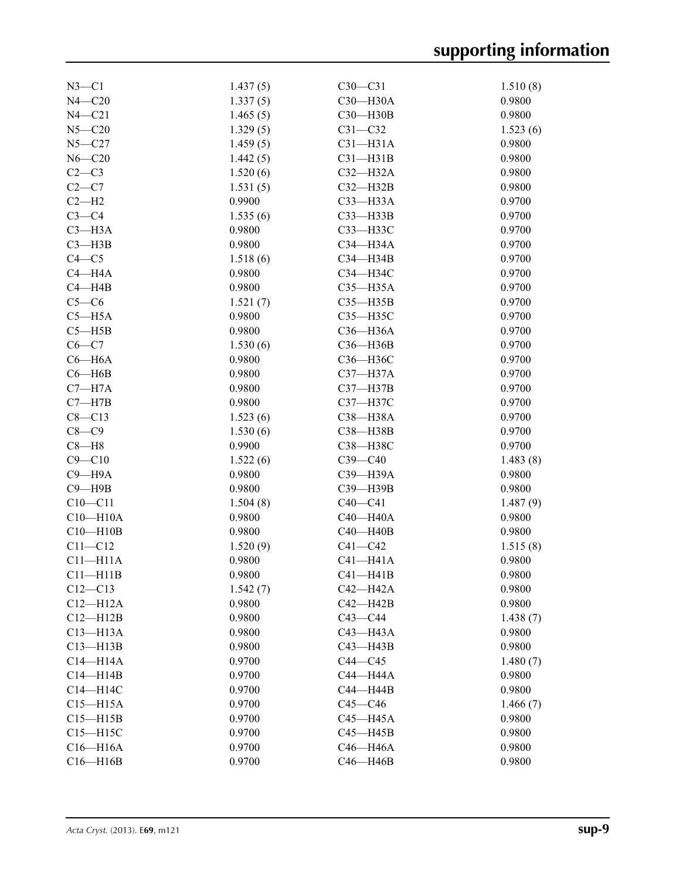| | | | |
|---|---|---|---|
| N3—C1 | 1.437 (5) | C30—C31 | 1.510 (8) |
| N4—C20 | 1.337 (5) | C30—H30A | 0.9800 |
| N4—C21 | 1.465 (5) | C30—H30B | 0.9800 |
| N5—C20 | 1.329 (5) | C31—C32 | 1.523 (6) |
| N5—C27 | 1.459 (5) | C31—H31A | 0.9800 |
| N6—C20 | 1.442 (5) | C31—H31B | 0.9800 |
| C2—C3 | 1.520 (6) | C32—H32A | 0.9800 |
| C2—C7 | 1.531 (5) | C32—H32B | 0.9800 |
| C2—H2 | 0.9900 | C33—H33A | 0.9700 |
| C3—C4 | 1.535 (6) | C33—H33B | 0.9700 |
| C3—H3A | 0.9800 | C33—H33C | 0.9700 |
| C3—H3B | 0.9800 | C34—H34A | 0.9700 |
| C4—C5 | 1.518 (6) | C34—H34B | 0.9700 |
| C4—H4A | 0.9800 | C34—H34C | 0.9700 |
| C4—H4B | 0.9800 | C35—H35A | 0.9700 |
| C5—C6 | 1.521 (7) | C35—H35B | 0.9700 |
| C5—H5A | 0.9800 | C35—H35C | 0.9700 |
| C5—H5B | 0.9800 | C36—H36A | 0.9700 |
| C6—C7 | 1.530 (6) | C36—H36B | 0.9700 |
| C6—H6A | 0.9800 | C36—H36C | 0.9700 |
| C6—H6B | 0.9800 | C37—H37A | 0.9700 |
| C7—H7A | 0.9800 | C37—H37B | 0.9700 |
| C7—H7B | 0.9800 | C37—H37C | 0.9700 |
| C8—C13 | 1.523 (6) | C38—H38A | 0.9700 |
| C8—C9 | 1.530 (6) | C38—H38B | 0.9700 |
| C8—H8 | 0.9900 | C38—H38C | 0.9700 |
| C9—C10 | 1.522 (6) | C39—C40 | 1.483 (8) |
| C9—H9A | 0.9800 | C39—H39A | 0.9800 |
| C9—H9B | 0.9800 | C39—H39B | 0.9800 |
| C10—C11 | 1.504 (8) | C40—C41 | 1.487 (9) |
| C10—H10A | 0.9800 | C40—H40A | 0.9800 |
| C10—H10B | 0.9800 | C40—H40B | 0.9800 |
| C11—C12 | 1.520 (9) | C41—C42 | 1.515 (8) |
| C11—H11A | 0.9800 | C41—H41A | 0.9800 |
| C11—H11B | 0.9800 | C41—H41B | 0.9800 |
| C12—C13 | 1.542 (7) | C42—H42A | 0.9800 |
| C12—H12A | 0.9800 | C42—H42B | 0.9800 |
| C12—H12B | 0.9800 | C43—C44 | 1.438 (7) |
| C13—H13A | 0.9800 | C43—H43A | 0.9800 |
| C13—H13B | 0.9800 | C43—H43B | 0.9800 |
| C14—H14A | 0.9700 | C44—C45 | 1.480 (7) |
| C14—H14B | 0.9700 | C44—H44A | 0.9800 |
| C14—H14C | 0.9700 | C44—H44B | 0.9800 |
| C15—H15A | 0.9700 | C45—C46 | 1.466 (7) |
| C15—H15B | 0.9700 | C45—H45A | 0.9800 |
| C15—H15C | 0.9700 | C45—H45B | 0.9800 |
| C16—H16A | 0.9700 | C46—H46A | 0.9800 |
| C16—H16B | 0.9700 | C46—H46B | 0.9800 |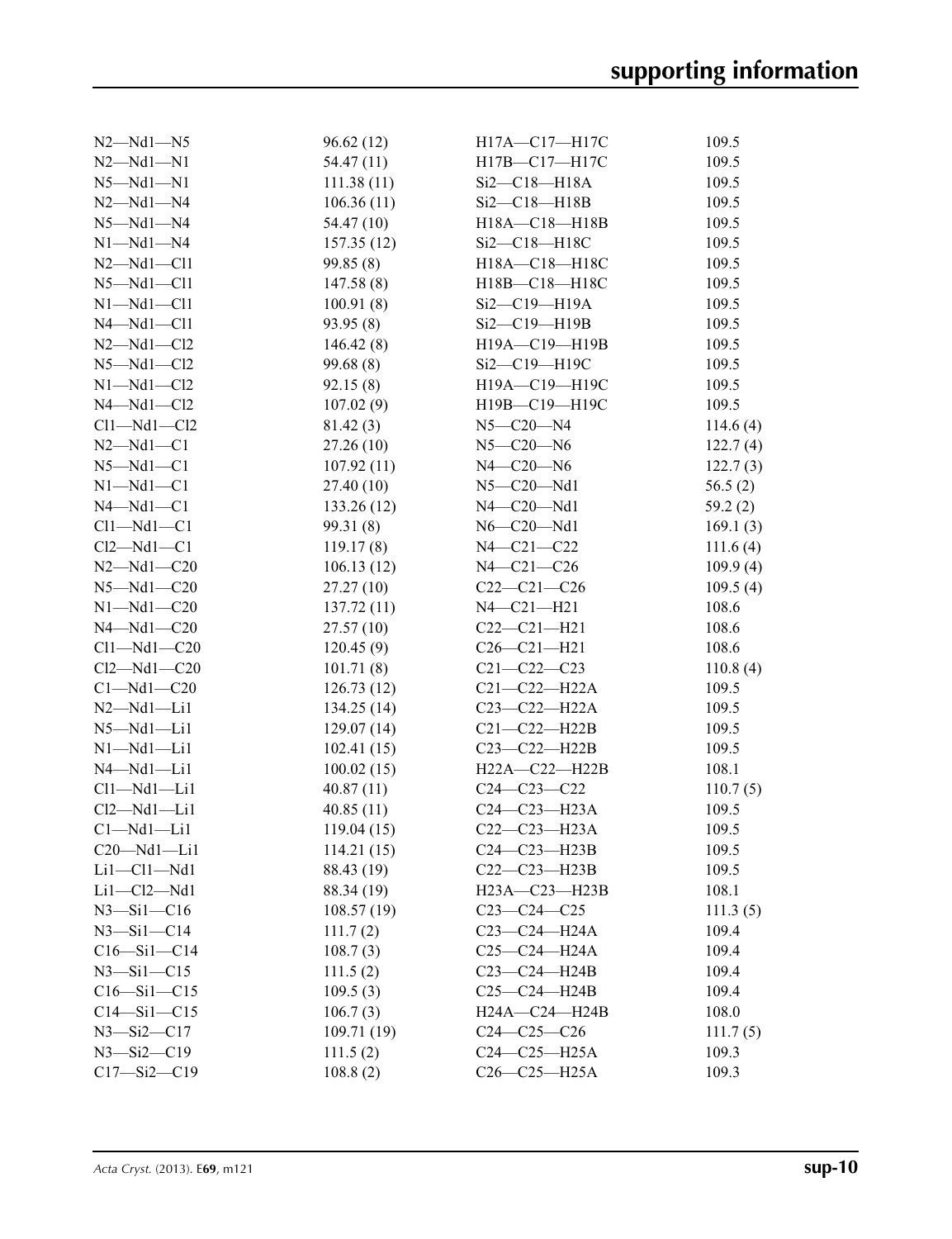| | | | |
|---|---|---|---|
| N2—Nd1—N5 | 96.62 (12) | H17A—C17—H17C | 109.5 |
| N2—Nd1—N1 | 54.47 (11) | H17B—C17—H17C | 109.5 |
| N5—Nd1—N1 | 111.38 (11) | Si2—C18—H18A | 109.5 |
| N2—Nd1—N4 | 106.36 (11) | Si2—C18—H18B | 109.5 |
| N5—Nd1—N4 | 54.47 (10) | H18A—C18—H18B | 109.5 |
| N1—Nd1—N4 | 157.35 (12) | Si2—C18—H18C | 109.5 |
| N2—Nd1—Cl1 | 99.85 (8) | H18A—C18—H18C | 109.5 |
| N5—Nd1—Cl1 | 147.58 (8) | H18B—C18—H18C | 109.5 |
| N1—Nd1—Cl1 | 100.91 (8) | Si2—C19—H19A | 109.5 |
| N4—Nd1—Cl1 | 93.95 (8) | Si2—C19—H19B | 109.5 |
| N2—Nd1—Cl2 | 146.42 (8) | H19A—C19—H19B | 109.5 |
| N5—Nd1—Cl2 | 99.68 (8) | Si2—C19—H19C | 109.5 |
| N1—Nd1—Cl2 | 92.15 (8) | H19A—C19—H19C | 109.5 |
| N4—Nd1—Cl2 | 107.02 (9) | H19B—C19—H19C | 109.5 |
| Cl1—Nd1—Cl2 | 81.42 (3) | N5—C20—N4 | 114.6 (4) |
| N2—Nd1—C1 | 27.26 (10) | N5—C20—N6 | 122.7 (4) |
| N5—Nd1—C1 | 107.92 (11) | N4—C20—N6 | 122.7 (3) |
| N1—Nd1—C1 | 27.40 (10) | N5—C20—Nd1 | 56.5 (2) |
| N4—Nd1—C1 | 133.26 (12) | N4—C20—Nd1 | 59.2 (2) |
| Cl1—Nd1—C1 | 99.31 (8) | N6—C20—Nd1 | 169.1 (3) |
| Cl2—Nd1—C1 | 119.17 (8) | N4—C21—C22 | 111.6 (4) |
| N2—Nd1—C20 | 106.13 (12) | N4—C21—C26 | 109.9 (4) |
| N5—Nd1—C20 | 27.27 (10) | C22—C21—C26 | 109.5 (4) |
| N1—Nd1—C20 | 137.72 (11) | N4—C21—H21 | 108.6 |
| N4—Nd1—C20 | 27.57 (10) | C22—C21—H21 | 108.6 |
| Cl1—Nd1—C20 | 120.45 (9) | C26—C21—H21 | 108.6 |
| Cl2—Nd1—C20 | 101.71 (8) | C21—C22—C23 | 110.8 (4) |
| C1—Nd1—C20 | 126.73 (12) | C21—C22—H22A | 109.5 |
| N2—Nd1—Li1 | 134.25 (14) | C23—C22—H22A | 109.5 |
| N5—Nd1—Li1 | 129.07 (14) | C21—C22—H22B | 109.5 |
| N1—Nd1—Li1 | 102.41 (15) | C23—C22—H22B | 109.5 |
| N4—Nd1—Li1 | 100.02 (15) | H22A—C22—H22B | 108.1 |
| Cl1—Nd1—Li1 | 40.87 (11) | C24—C23—C22 | 110.7 (5) |
| Cl2—Nd1—Li1 | 40.85 (11) | C24—C23—H23A | 109.5 |
| C1—Nd1—Li1 | 119.04 (15) | C22—C23—H23A | 109.5 |
| C20—Nd1—Li1 | 114.21 (15) | C24—C23—H23B | 109.5 |
| Li1—Cl1—Nd1 | 88.43 (19) | C22—C23—H23B | 109.5 |
| Li1—Cl2—Nd1 | 88.34 (19) | H23A—C23—H23B | 108.1 |
| N3—Si1—C16 | 108.57 (19) | C23—C24—C25 | 111.3 (5) |
| N3—Si1—C14 | 111.7 (2) | C23—C24—H24A | 109.4 |
| C16—Si1—C14 | 108.7 (3) | C25—C24—H24A | 109.4 |
| N3—Si1—C15 | 111.5 (2) | C23—C24—H24B | 109.4 |
| C16—Si1—C15 | 109.5 (3) | C25—C24—H24B | 109.4 |
| C14—Si1—C15 | 106.7 (3) | H24A—C24—H24B | 108.0 |
| N3—Si2—C17 | 109.71 (19) | C24—C25—C26 | 111.7 (5) |
| N3—Si2—C19 | 111.5 (2) | C24—C25—H25A | 109.3 |
| C17—Si2—C19 | 108.8 (2) | C26—C25—H25A | 109.3 |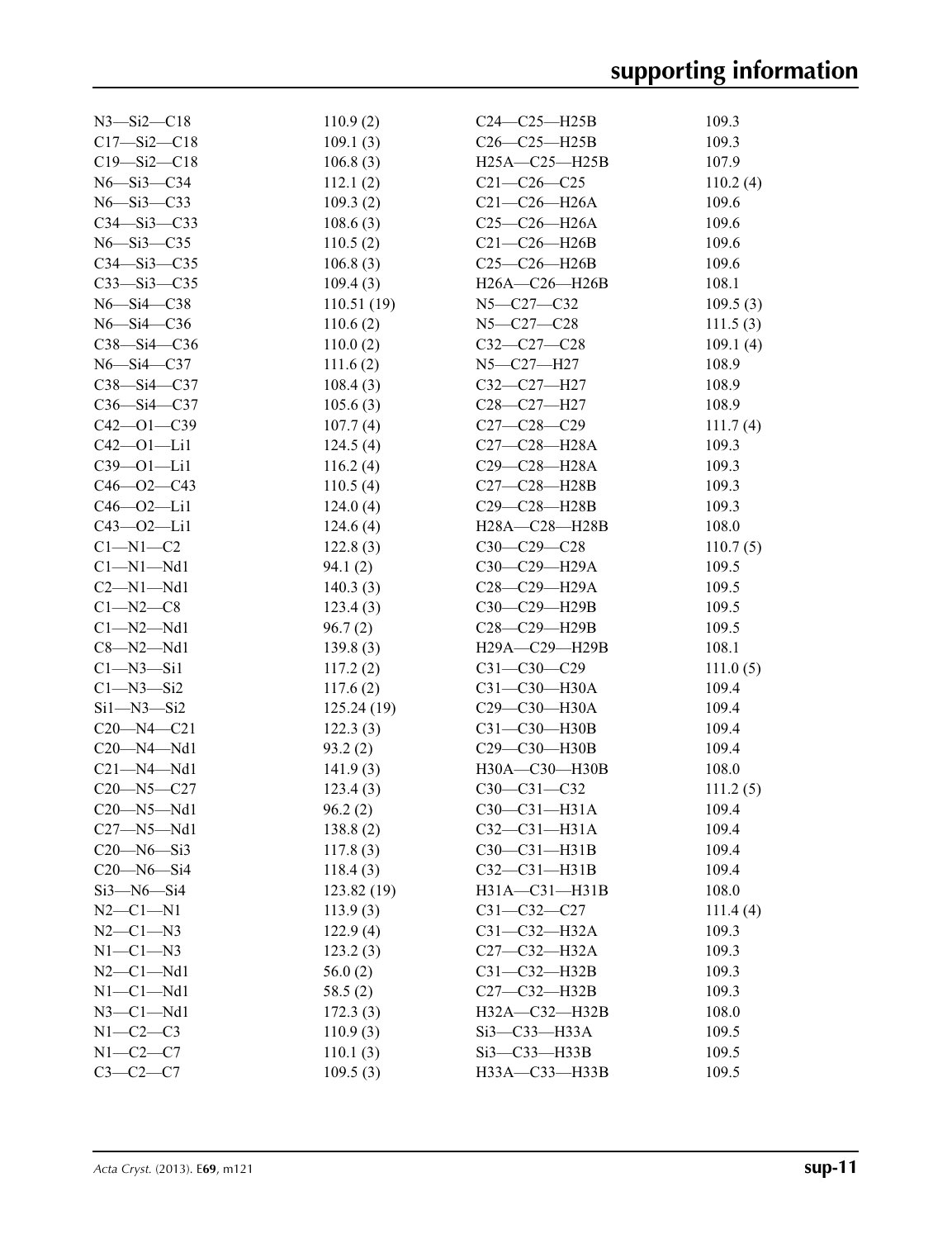| | | | |
|---|---|---|---|
| N3—Si2—C18 | 110.9 (2) | C24—C25—H25B | 109.3 |
| C17—Si2—C18 | 109.1 (3) | C26—C25—H25B | 109.3 |
| C19—Si2—C18 | 106.8 (3) | H25A—C25—H25B | 107.9 |
| N6—Si3—C34 | 112.1 (2) | C21—C26—C25 | 110.2 (4) |
| N6—Si3—C33 | 109.3 (2) | C21—C26—H26A | 109.6 |
| C34—Si3—C33 | 108.6 (3) | C25—C26—H26A | 109.6 |
| N6—Si3—C35 | 110.5 (2) | C21—C26—H26B | 109.6 |
| C34—Si3—C35 | 106.8 (3) | C25—C26—H26B | 109.6 |
| C33—Si3—C35 | 109.4 (3) | H26A—C26—H26B | 108.1 |
| N6—Si4—C38 | 110.51 (19) | N5—C27—C32 | 109.5 (3) |
| N6—Si4—C36 | 110.6 (2) | N5—C27—C28 | 111.5 (3) |
| C38—Si4—C36 | 110.0 (2) | C32—C27—C28 | 109.1 (4) |
| N6—Si4—C37 | 111.6 (2) | N5—C27—H27 | 108.9 |
| C38—Si4—C37 | 108.4 (3) | C32—C27—H27 | 108.9 |
| C36—Si4—C37 | 105.6 (3) | C28—C27—H27 | 108.9 |
| C42—O1—C39 | 107.7 (4) | C27—C28—C29 | 111.7 (4) |
| C42—O1—Li1 | 124.5 (4) | C27—C28—H28A | 109.3 |
| C39—O1—Li1 | 116.2 (4) | C29—C28—H28A | 109.3 |
| C46—O2—C43 | 110.5 (4) | C27—C28—H28B | 109.3 |
| C46—O2—Li1 | 124.0 (4) | C29—C28—H28B | 109.3 |
| C43—O2—Li1 | 124.6 (4) | H28A—C28—H28B | 108.0 |
| C1—N1—C2 | 122.8 (3) | C30—C29—C28 | 110.7 (5) |
| C1—N1—Nd1 | 94.1 (2) | C30—C29—H29A | 109.5 |
| C2—N1—Nd1 | 140.3 (3) | C28—C29—H29A | 109.5 |
| C1—N2—C8 | 123.4 (3) | C30—C29—H29B | 109.5 |
| C1—N2—Nd1 | 96.7 (2) | C28—C29—H29B | 109.5 |
| C8—N2—Nd1 | 139.8 (3) | H29A—C29—H29B | 108.1 |
| C1—N3—Si1 | 117.2 (2) | C31—C30—C29 | 111.0 (5) |
| C1—N3—Si2 | 117.6 (2) | C31—C30—H30A | 109.4 |
| Si1—N3—Si2 | 125.24 (19) | C29—C30—H30A | 109.4 |
| C20—N4—C21 | 122.3 (3) | C31—C30—H30B | 109.4 |
| C20—N4—Nd1 | 93.2 (2) | C29—C30—H30B | 109.4 |
| C21—N4—Nd1 | 141.9 (3) | H30A—C30—H30B | 108.0 |
| C20—N5—C27 | 123.4 (3) | C30—C31—C32 | 111.2 (5) |
| C20—N5—Nd1 | 96.2 (2) | C30—C31—H31A | 109.4 |
| C27—N5—Nd1 | 138.8 (2) | C32—C31—H31A | 109.4 |
| C20—N6—Si3 | 117.8 (3) | C30—C31—H31B | 109.4 |
| C20—N6—Si4 | 118.4 (3) | C32—C31—H31B | 109.4 |
| Si3—N6—Si4 | 123.82 (19) | H31A—C31—H31B | 108.0 |
| N2—C1—N1 | 113.9 (3) | C31—C32—C27 | 111.4 (4) |
| N2—C1—N3 | 122.9 (4) | C31—C32—H32A | 109.3 |
| N1—C1—N3 | 123.2 (3) | C27—C32—H32A | 109.3 |
| N2—C1—Nd1 | 56.0 (2) | C31—C32—H32B | 109.3 |
| N1—C1—Nd1 | 58.5 (2) | C27—C32—H32B | 109.3 |
| N3—C1—Nd1 | 172.3 (3) | H32A—C32—H32B | 108.0 |
| N1—C2—C3 | 110.9 (3) | Si3—C33—H33A | 109.5 |
| N1—C2—C7 | 110.1 (3) | Si3—C33—H33B | 109.5 |
| C3—C2—C7 | 109.5 (3) | H33A—C33—H33B | 109.5 |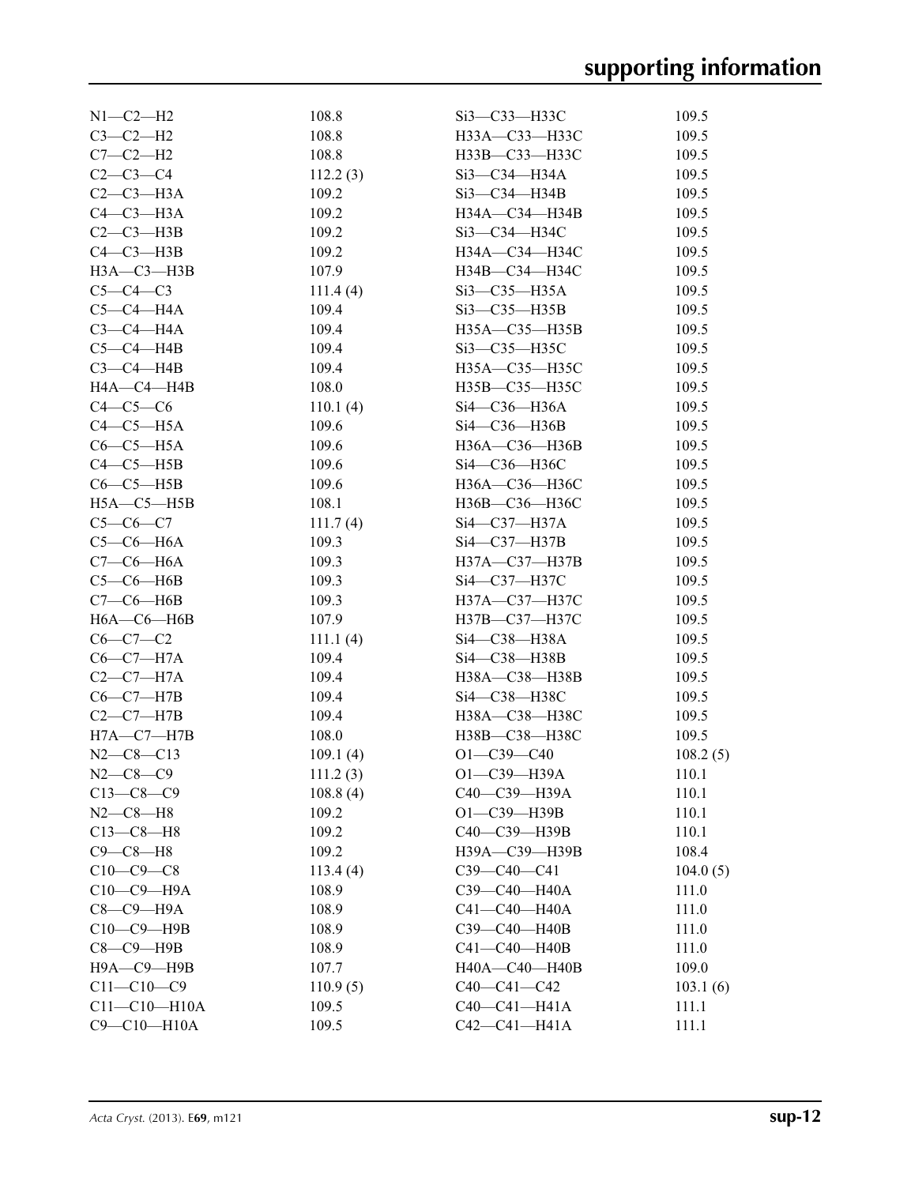| | | | |
|---|---|---|---|
| N1—C2—H2 | 108.8 | Si3—C33—H33C | 109.5 |
| C3—C2—H2 | 108.8 | H33A—C33—H33C | 109.5 |
| C7—C2—H2 | 108.8 | H33B—C33—H33C | 109.5 |
| C2—C3—C4 | 112.2 (3) | Si3—C34—H34A | 109.5 |
| C2—C3—H3A | 109.2 | Si3—C34—H34B | 109.5 |
| C4—C3—H3A | 109.2 | H34A—C34—H34B | 109.5 |
| C2—C3—H3B | 109.2 | Si3—C34—H34C | 109.5 |
| C4—C3—H3B | 109.2 | H34A—C34—H34C | 109.5 |
| H3A—C3—H3B | 107.9 | H34B—C34—H34C | 109.5 |
| C5—C4—C3 | 111.4 (4) | Si3—C35—H35A | 109.5 |
| C5—C4—H4A | 109.4 | Si3—C35—H35B | 109.5 |
| C3—C4—H4A | 109.4 | H35A—C35—H35B | 109.5 |
| C5—C4—H4B | 109.4 | Si3—C35—H35C | 109.5 |
| C3—C4—H4B | 109.4 | H35A—C35—H35C | 109.5 |
| H4A—C4—H4B | 108.0 | H35B—C35—H35C | 109.5 |
| C4—C5—C6 | 110.1 (4) | Si4—C36—H36A | 109.5 |
| C4—C5—H5A | 109.6 | Si4—C36—H36B | 109.5 |
| C6—C5—H5A | 109.6 | H36A—C36—H36B | 109.5 |
| C4—C5—H5B | 109.6 | Si4—C36—H36C | 109.5 |
| C6—C5—H5B | 109.6 | H36A—C36—H36C | 109.5 |
| H5A—C5—H5B | 108.1 | H36B—C36—H36C | 109.5 |
| C5—C6—C7 | 111.7 (4) | Si4—C37—H37A | 109.5 |
| C5—C6—H6A | 109.3 | Si4—C37—H37B | 109.5 |
| C7—C6—H6A | 109.3 | H37A—C37—H37B | 109.5 |
| C5—C6—H6B | 109.3 | Si4—C37—H37C | 109.5 |
| C7—C6—H6B | 109.3 | H37A—C37—H37C | 109.5 |
| H6A—C6—H6B | 107.9 | H37B—C37—H37C | 109.5 |
| C6—C7—C2 | 111.1 (4) | Si4—C38—H38A | 109.5 |
| C6—C7—H7A | 109.4 | Si4—C38—H38B | 109.5 |
| C2—C7—H7A | 109.4 | H38A—C38—H38B | 109.5 |
| C6—C7—H7B | 109.4 | Si4—C38—H38C | 109.5 |
| C2—C7—H7B | 109.4 | H38A—C38—H38C | 109.5 |
| H7A—C7—H7B | 108.0 | H38B—C38—H38C | 109.5 |
| N2—C8—C13 | 109.1 (4) | O1—C39—C40 | 108.2 (5) |
| N2—C8—C9 | 111.2 (3) | O1—C39—H39A | 110.1 |
| C13—C8—C9 | 108.8 (4) | C40—C39—H39A | 110.1 |
| N2—C8—H8 | 109.2 | O1—C39—H39B | 110.1 |
| C13—C8—H8 | 109.2 | C40—C39—H39B | 110.1 |
| C9—C8—H8 | 109.2 | H39A—C39—H39B | 108.4 |
| C10—C9—C8 | 113.4 (4) | C39—C40—C41 | 104.0 (5) |
| C10—C9—H9A | 108.9 | C39—C40—H40A | 111.0 |
| C8—C9—H9A | 108.9 | C41—C40—H40A | 111.0 |
| C10—C9—H9B | 108.9 | C39—C40—H40B | 111.0 |
| C8—C9—H9B | 108.9 | C41—C40—H40B | 111.0 |
| H9A—C9—H9B | 107.7 | H40A—C40—H40B | 109.0 |
| C11—C10—C9 | 110.9 (5) | C40—C41—C42 | 103.1 (6) |
| C11—C10—H10A | 109.5 | C40—C41—H41A | 111.1 |
| C9—C10—H10A | 109.5 | C42—C41—H41A | 111.1 |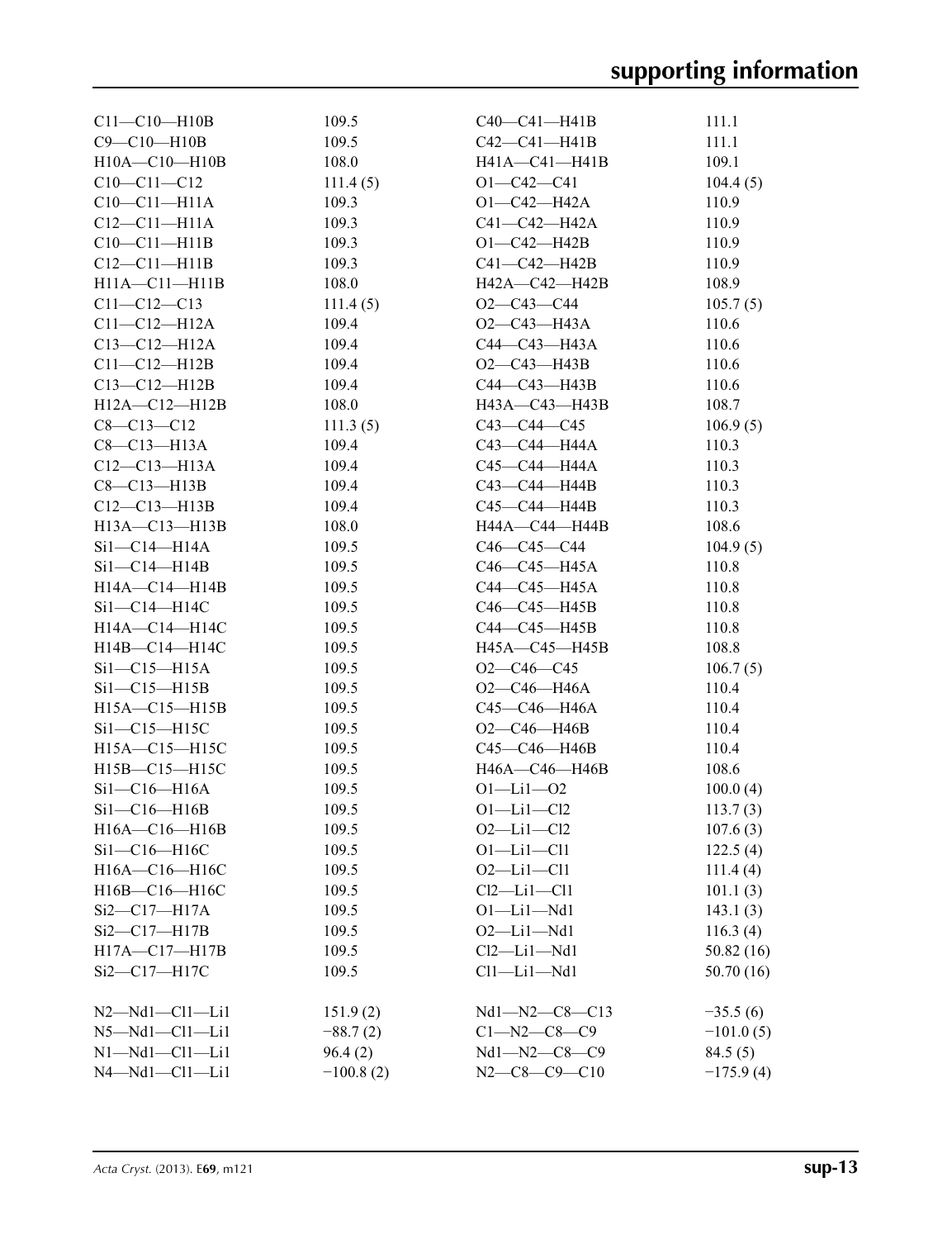| | | | |
|---|---|---|---|
| C11—C10—H10B | 109.5 | C40—C41—H41B | 111.1 |
| C9—C10—H10B | 109.5 | C42—C41—H41B | 111.1 |
| H10A—C10—H10B | 108.0 | H41A—C41—H41B | 109.1 |
| C10—C11—C12 | 111.4 (5) | O1—C42—C41 | 104.4 (5) |
| C10—C11—H11A | 109.3 | O1—C42—H42A | 110.9 |
| C12—C11—H11A | 109.3 | C41—C42—H42A | 110.9 |
| C10—C11—H11B | 109.3 | O1—C42—H42B | 110.9 |
| C12—C11—H11B | 109.3 | C41—C42—H42B | 110.9 |
| H11A—C11—H11B | 108.0 | H42A—C42—H42B | 108.9 |
| C11—C12—C13 | 111.4 (5) | O2—C43—C44 | 105.7 (5) |
| C11—C12—H12A | 109.4 | O2—C43—H43A | 110.6 |
| C13—C12—H12A | 109.4 | C44—C43—H43A | 110.6 |
| C11—C12—H12B | 109.4 | O2—C43—H43B | 110.6 |
| C13—C12—H12B | 109.4 | C44—C43—H43B | 110.6 |
| H12A—C12—H12B | 108.0 | H43A—C43—H43B | 108.7 |
| C8—C13—C12 | 111.3 (5) | C43—C44—C45 | 106.9 (5) |
| C8—C13—H13A | 109.4 | C43—C44—H44A | 110.3 |
| C12—C13—H13A | 109.4 | C45—C44—H44A | 110.3 |
| C8—C13—H13B | 109.4 | C43—C44—H44B | 110.3 |
| C12—C13—H13B | 109.4 | C45—C44—H44B | 110.3 |
| H13A—C13—H13B | 108.0 | H44A—C44—H44B | 108.6 |
| Si1—C14—H14A | 109.5 | C46—C45—C44 | 104.9 (5) |
| Si1—C14—H14B | 109.5 | C46—C45—H45A | 110.8 |
| H14A—C14—H14B | 109.5 | C44—C45—H45A | 110.8 |
| Si1—C14—H14C | 109.5 | C46—C45—H45B | 110.8 |
| H14A—C14—H14C | 109.5 | C44—C45—H45B | 110.8 |
| H14B—C14—H14C | 109.5 | H45A—C45—H45B | 108.8 |
| Si1—C15—H15A | 109.5 | O2—C46—C45 | 106.7 (5) |
| Si1—C15—H15B | 109.5 | O2—C46—H46A | 110.4 |
| H15A—C15—H15B | 109.5 | C45—C46—H46A | 110.4 |
| Si1—C15—H15C | 109.5 | O2—C46—H46B | 110.4 |
| H15A—C15—H15C | 109.5 | C45—C46—H46B | 110.4 |
| H15B—C15—H15C | 109.5 | H46A—C46—H46B | 108.6 |
| Si1—C16—H16A | 109.5 | O1—Li1—O2 | 100.0 (4) |
| Si1—C16—H16B | 109.5 | O1—Li1—Cl2 | 113.7 (3) |
| H16A—C16—H16B | 109.5 | O2—Li1—Cl2 | 107.6 (3) |
| Si1—C16—H16C | 109.5 | O1—Li1—Cl1 | 122.5 (4) |
| H16A—C16—H16C | 109.5 | O2—Li1—Cl1 | 111.4 (4) |
| H16B—C16—H16C | 109.5 | Cl2—Li1—Cl1 | 101.1 (3) |
| Si2—C17—H17A | 109.5 | O1—Li1—Nd1 | 143.1 (3) |
| Si2—C17—H17B | 109.5 | O2—Li1—Nd1 | 116.3 (4) |
| H17A—C17—H17B | 109.5 | Cl2—Li1—Nd1 | 50.82 (16) |
| Si2—C17—H17C | 109.5 | Cl1—Li1—Nd1 | 50.70 (16) |

| | | | |
|---|---|---|---|
| N2—Nd1—Cl1—Li1 | 151.9 (2) | Nd1—N2—C8—C13 | −35.5 (6) |
| N5—Nd1—Cl1—Li1 | −88.7 (2) | C1—N2—C8—C9 | −101.0 (5) |
| N1—Nd1—Cl1—Li1 | 96.4 (2) | Nd1—N2—C8—C9 | 84.5 (5) |
| N4—Nd1—Cl1—Li1 | −100.8 (2) | N2—C8—C9—C10 | −175.9 (4) |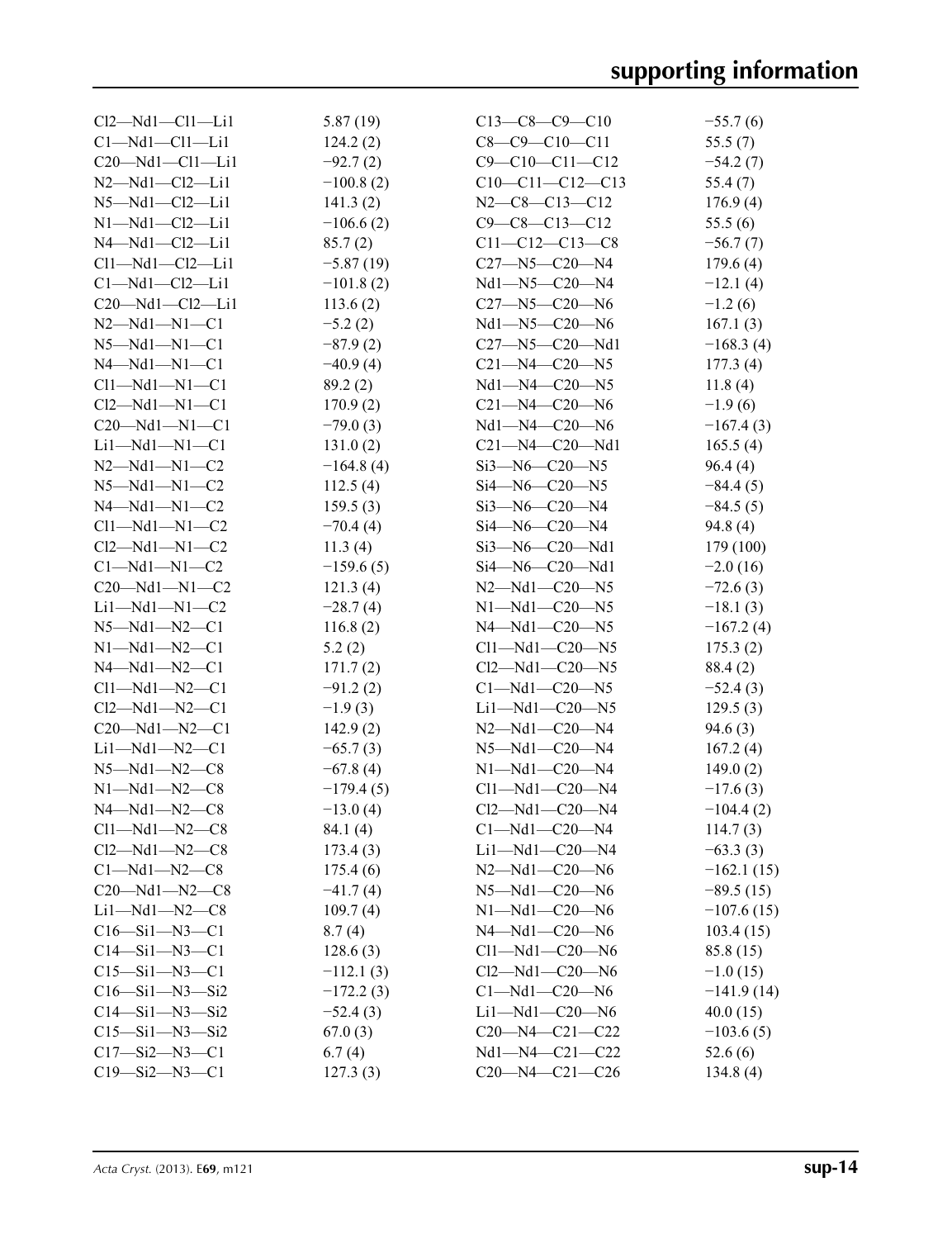| | | | |
|---|---|---|---|
| Cl2—Nd1—Cl1—Li1 | 5.87 (19) | C13—C8—C9—C10 | −55.7 (6) |
| C1—Nd1—Cl1—Li1 | 124.2 (2) | C8—C9—C10—C11 | 55.5 (7) |
| C20—Nd1—Cl1—Li1 | −92.7 (2) | C9—C10—C11—C12 | −54.2 (7) |
| N2—Nd1—Cl2—Li1 | −100.8 (2) | C10—C11—C12—C13 | 55.4 (7) |
| N5—Nd1—Cl2—Li1 | 141.3 (2) | N2—C8—C13—C12 | 176.9 (4) |
| N1—Nd1—Cl2—Li1 | −106.6 (2) | C9—C8—C13—C12 | 55.5 (6) |
| N4—Nd1—Cl2—Li1 | 85.7 (2) | C11—C12—C13—C8 | −56.7 (7) |
| Cl1—Nd1—Cl2—Li1 | −5.87 (19) | C27—N5—C20—N4 | 179.6 (4) |
| C1—Nd1—Cl2—Li1 | −101.8 (2) | Nd1—N5—C20—N4 | −12.1 (4) |
| C20—Nd1—Cl2—Li1 | 113.6 (2) | C27—N5—C20—N6 | −1.2 (6) |
| N2—Nd1—N1—C1 | −5.2 (2) | Nd1—N5—C20—N6 | 167.1 (3) |
| N5—Nd1—N1—C1 | −87.9 (2) | C27—N5—C20—Nd1 | −168.3 (4) |
| N4—Nd1—N1—C1 | −40.9 (4) | C21—N4—C20—N5 | 177.3 (4) |
| Cl1—Nd1—N1—C1 | 89.2 (2) | Nd1—N4—C20—N5 | 11.8 (4) |
| Cl2—Nd1—N1—C1 | 170.9 (2) | C21—N4—C20—N6 | −1.9 (6) |
| C20—Nd1—N1—C1 | −79.0 (3) | Nd1—N4—C20—N6 | −167.4 (3) |
| Li1—Nd1—N1—C1 | 131.0 (2) | C21—N4—C20—Nd1 | 165.5 (4) |
| N2—Nd1—N1—C2 | −164.8 (4) | Si3—N6—C20—N5 | 96.4 (4) |
| N5—Nd1—N1—C2 | 112.5 (4) | Si4—N6—C20—N5 | −84.4 (5) |
| N4—Nd1—N1—C2 | 159.5 (3) | Si3—N6—C20—N4 | −84.5 (5) |
| Cl1—Nd1—N1—C2 | −70.4 (4) | Si4—N6—C20—N4 | 94.8 (4) |
| Cl2—Nd1—N1—C2 | 11.3 (4) | Si3—N6—C20—Nd1 | 179 (100) |
| C1—Nd1—N1—C2 | −159.6 (5) | Si4—N6—C20—Nd1 | −2.0 (16) |
| C20—Nd1—N1—C2 | 121.3 (4) | N2—Nd1—C20—N5 | −72.6 (3) |
| Li1—Nd1—N1—C2 | −28.7 (4) | N1—Nd1—C20—N5 | −18.1 (3) |
| N5—Nd1—N2—C1 | 116.8 (2) | N4—Nd1—C20—N5 | −167.2 (4) |
| N1—Nd1—N2—C1 | 5.2 (2) | Cl1—Nd1—C20—N5 | 175.3 (2) |
| N4—Nd1—N2—C1 | 171.7 (2) | Cl2—Nd1—C20—N5 | 88.4 (2) |
| Cl1—Nd1—N2—C1 | −91.2 (2) | C1—Nd1—C20—N5 | −52.4 (3) |
| Cl2—Nd1—N2—C1 | −1.9 (3) | Li1—Nd1—C20—N5 | 129.5 (3) |
| C20—Nd1—N2—C1 | 142.9 (2) | N2—Nd1—C20—N4 | 94.6 (3) |
| Li1—Nd1—N2—C1 | −65.7 (3) | N5—Nd1—C20—N4 | 167.2 (4) |
| N5—Nd1—N2—C8 | −67.8 (4) | N1—Nd1—C20—N4 | 149.0 (2) |
| N1—Nd1—N2—C8 | −179.4 (5) | Cl1—Nd1—C20—N4 | −17.6 (3) |
| N4—Nd1—N2—C8 | −13.0 (4) | Cl2—Nd1—C20—N4 | −104.4 (2) |
| Cl1—Nd1—N2—C8 | 84.1 (4) | C1—Nd1—C20—N4 | 114.7 (3) |
| Cl2—Nd1—N2—C8 | 173.4 (3) | Li1—Nd1—C20—N4 | −63.3 (3) |
| C1—Nd1—N2—C8 | 175.4 (6) | N2—Nd1—C20—N6 | −162.1 (15) |
| C20—Nd1—N2—C8 | −41.7 (4) | N5—Nd1—C20—N6 | −89.5 (15) |
| Li1—Nd1—N2—C8 | 109.7 (4) | N1—Nd1—C20—N6 | −107.6 (15) |
| C16—Si1—N3—C1 | 8.7 (4) | N4—Nd1—C20—N6 | 103.4 (15) |
| C14—Si1—N3—C1 | 128.6 (3) | Cl1—Nd1—C20—N6 | 85.8 (15) |
| C15—Si1—N3—C1 | −112.1 (3) | Cl2—Nd1—C20—N6 | −1.0 (15) |
| C16—Si1—N3—Si2 | −172.2 (3) | C1—Nd1—C20—N6 | −141.9 (14) |
| C14—Si1—N3—Si2 | −52.4 (3) | Li1—Nd1—C20—N6 | 40.0 (15) |
| C15—Si1—N3—Si2 | 67.0 (3) | C20—N4—C21—C22 | −103.6 (5) |
| C17—Si2—N3—C1 | 6.7 (4) | Nd1—N4—C21—C22 | 52.6 (6) |
| C19—Si2—N3—C1 | 127.3 (3) | C20—N4—C21—C26 | 134.8 (4) |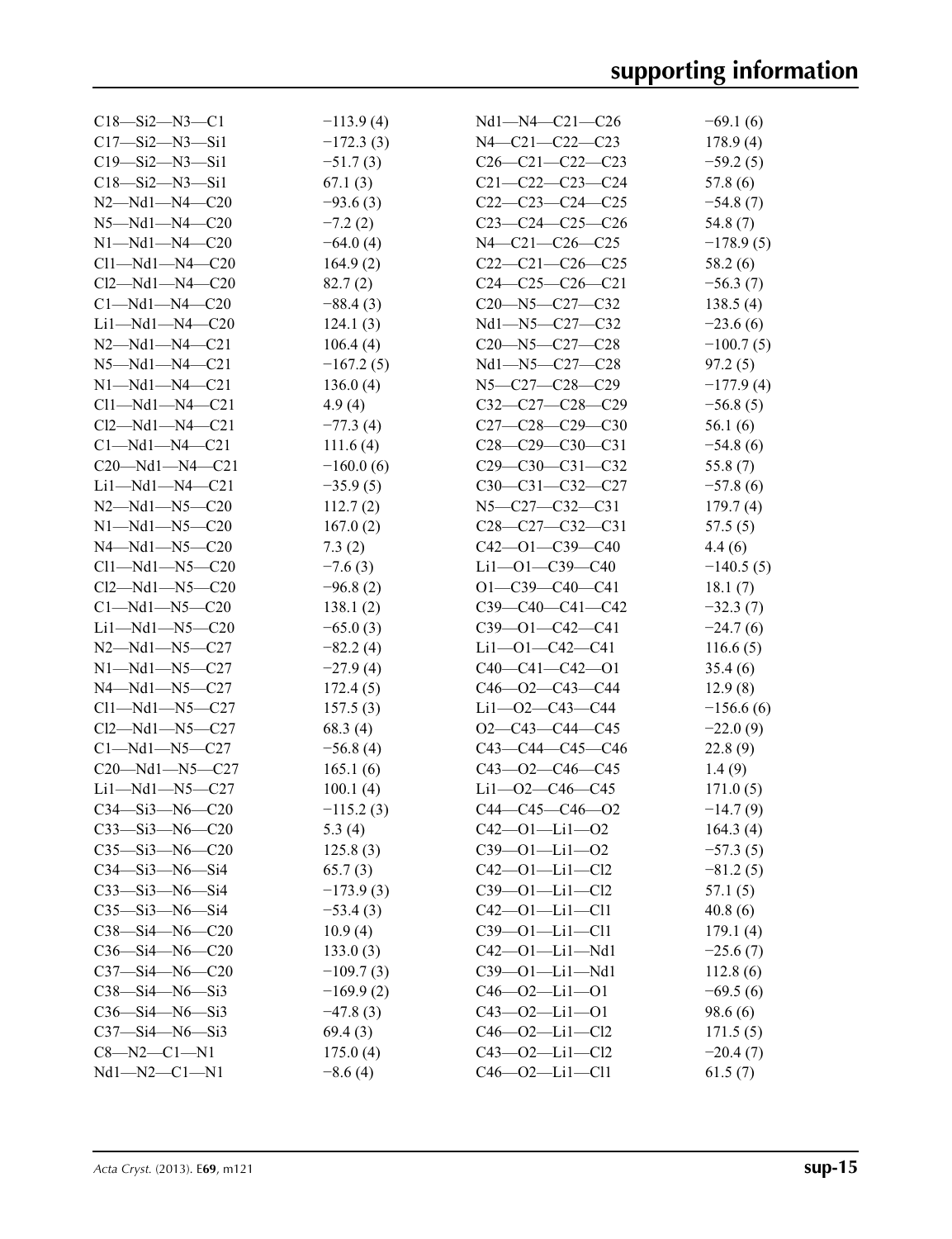| | | | |
|---|---|---|---|
| C18—Si2—N3—C1 | −113.9 (4) | Nd1—N4—C21—C26 | −69.1 (6) |
| C17—Si2—N3—Si1 | −172.3 (3) | N4—C21—C22—C23 | 178.9 (4) |
| C19—Si2—N3—Si1 | −51.7 (3) | C26—C21—C22—C23 | −59.2 (5) |
| C18—Si2—N3—Si1 | 67.1 (3) | C21—C22—C23—C24 | 57.8 (6) |
| N2—Nd1—N4—C20 | −93.6 (3) | C22—C23—C24—C25 | −54.8 (7) |
| N5—Nd1—N4—C20 | −7.2 (2) | C23—C24—C25—C26 | 54.8 (7) |
| N1—Nd1—N4—C20 | −64.0 (4) | N4—C21—C26—C25 | −178.9 (5) |
| Cl1—Nd1—N4—C20 | 164.9 (2) | C22—C21—C26—C25 | 58.2 (6) |
| Cl2—Nd1—N4—C20 | 82.7 (2) | C24—C25—C26—C21 | −56.3 (7) |
| C1—Nd1—N4—C20 | −88.4 (3) | C20—N5—C27—C32 | 138.5 (4) |
| Li1—Nd1—N4—C20 | 124.1 (3) | Nd1—N5—C27—C32 | −23.6 (6) |
| N2—Nd1—N4—C21 | 106.4 (4) | C20—N5—C27—C28 | −100.7 (5) |
| N5—Nd1—N4—C21 | −167.2 (5) | Nd1—N5—C27—C28 | 97.2 (5) |
| N1—Nd1—N4—C21 | 136.0 (4) | N5—C27—C28—C29 | −177.9 (4) |
| Cl1—Nd1—N4—C21 | 4.9 (4) | C32—C27—C28—C29 | −56.8 (5) |
| Cl2—Nd1—N4—C21 | −77.3 (4) | C27—C28—C29—C30 | 56.1 (6) |
| C1—Nd1—N4—C21 | 111.6 (4) | C28—C29—C30—C31 | −54.8 (6) |
| C20—Nd1—N4—C21 | −160.0 (6) | C29—C30—C31—C32 | 55.8 (7) |
| Li1—Nd1—N4—C21 | −35.9 (5) | C30—C31—C32—C27 | −57.8 (6) |
| N2—Nd1—N5—C20 | 112.7 (2) | N5—C27—C32—C31 | 179.7 (4) |
| N1—Nd1—N5—C20 | 167.0 (2) | C28—C27—C32—C31 | 57.5 (5) |
| N4—Nd1—N5—C20 | 7.3 (2) | C42—O1—C39—C40 | 4.4 (6) |
| Cl1—Nd1—N5—C20 | −7.6 (3) | Li1—O1—C39—C40 | −140.5 (5) |
| Cl2—Nd1—N5—C20 | −96.8 (2) | O1—C39—C40—C41 | 18.1 (7) |
| C1—Nd1—N5—C20 | 138.1 (2) | C39—C40—C41—C42 | −32.3 (7) |
| Li1—Nd1—N5—C20 | −65.0 (3) | C39—O1—C42—C41 | −24.7 (6) |
| N2—Nd1—N5—C27 | −82.2 (4) | Li1—O1—C42—C41 | 116.6 (5) |
| N1—Nd1—N5—C27 | −27.9 (4) | C40—C41—C42—O1 | 35.4 (6) |
| N4—Nd1—N5—C27 | 172.4 (5) | C46—O2—C43—C44 | 12.9 (8) |
| Cl1—Nd1—N5—C27 | 157.5 (3) | Li1—O2—C43—C44 | −156.6 (6) |
| Cl2—Nd1—N5—C27 | 68.3 (4) | O2—C43—C44—C45 | −22.0 (9) |
| C1—Nd1—N5—C27 | −56.8 (4) | C43—C44—C45—C46 | 22.8 (9) |
| C20—Nd1—N5—C27 | 165.1 (6) | C43—O2—C46—C45 | 1.4 (9) |
| Li1—Nd1—N5—C27 | 100.1 (4) | Li1—O2—C46—C45 | 171.0 (5) |
| C34—Si3—N6—C20 | −115.2 (3) | C44—C45—C46—O2 | −14.7 (9) |
| C33—Si3—N6—C20 | 5.3 (4) | C42—O1—Li1—O2 | 164.3 (4) |
| C35—Si3—N6—C20 | 125.8 (3) | C39—O1—Li1—O2 | −57.3 (5) |
| C34—Si3—N6—Si4 | 65.7 (3) | C42—O1—Li1—Cl2 | −81.2 (5) |
| C33—Si3—N6—Si4 | −173.9 (3) | C39—O1—Li1—Cl2 | 57.1 (5) |
| C35—Si3—N6—Si4 | −53.4 (3) | C42—O1—Li1—Cl1 | 40.8 (6) |
| C38—Si4—N6—C20 | 10.9 (4) | C39—O1—Li1—Cl1 | 179.1 (4) |
| C36—Si4—N6—C20 | 133.0 (3) | C42—O1—Li1—Nd1 | −25.6 (7) |
| C37—Si4—N6—C20 | −109.7 (3) | C39—O1—Li1—Nd1 | 112.8 (6) |
| C38—Si4—N6—Si3 | −169.9 (2) | C46—O2—Li1—O1 | −69.5 (6) |
| C36—Si4—N6—Si3 | −47.8 (3) | C43—O2—Li1—O1 | 98.6 (6) |
| C37—Si4—N6—Si3 | 69.4 (3) | C46—O2—Li1—Cl2 | 171.5 (5) |
| C8—N2—C1—N1 | 175.0 (4) | C43—O2—Li1—Cl2 | −20.4 (7) |
| Nd1—N2—C1—N1 | −8.6 (4) | C46—O2—Li1—Cl1 | 61.5 (7) |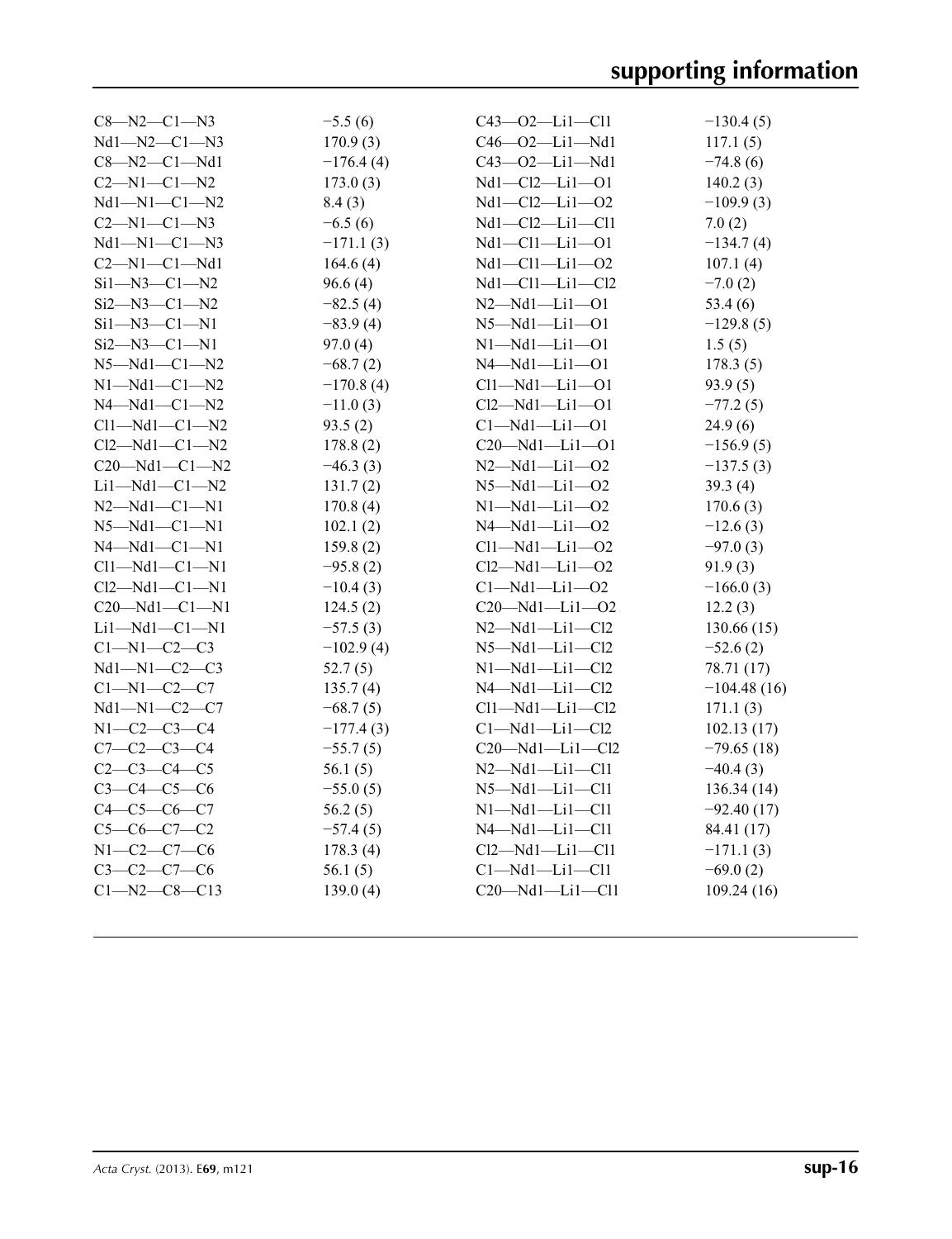| | | | |
|---|---|---|---|
| C8—N2—C1—N3 | −5.5 (6) | C43—O2—Li1—Cl1 | −130.4 (5) |
| Nd1—N2—C1—N3 | 170.9 (3) | C46—O2—Li1—Nd1 | 117.1 (5) |
| C8—N2—C1—Nd1 | −176.4 (4) | C43—O2—Li1—Nd1 | −74.8 (6) |
| C2—N1—C1—N2 | 173.0 (3) | Nd1—Cl2—Li1—O1 | 140.2 (3) |
| Nd1—N1—C1—N2 | 8.4 (3) | Nd1—Cl2—Li1—O2 | −109.9 (3) |
| C2—N1—C1—N3 | −6.5 (6) | Nd1—Cl2—Li1—Cl1 | 7.0 (2) |
| Nd1—N1—C1—N3 | −171.1 (3) | Nd1—Cl1—Li1—O1 | −134.7 (4) |
| C2—N1—C1—Nd1 | 164.6 (4) | Nd1—Cl1—Li1—O2 | 107.1 (4) |
| Si1—N3—C1—N2 | 96.6 (4) | Nd1—Cl1—Li1—Cl2 | −7.0 (2) |
| Si2—N3—C1—N2 | −82.5 (4) | N2—Nd1—Li1—O1 | 53.4 (6) |
| Si1—N3—C1—N1 | −83.9 (4) | N5—Nd1—Li1—O1 | −129.8 (5) |
| Si2—N3—C1—N1 | 97.0 (4) | N1—Nd1—Li1—O1 | 1.5 (5) |
| N5—Nd1—C1—N2 | −68.7 (2) | N4—Nd1—Li1—O1 | 178.3 (5) |
| N1—Nd1—C1—N2 | −170.8 (4) | Cl1—Nd1—Li1—O1 | 93.9 (5) |
| N4—Nd1—C1—N2 | −11.0 (3) | Cl2—Nd1—Li1—O1 | −77.2 (5) |
| Cl1—Nd1—C1—N2 | 93.5 (2) | C1—Nd1—Li1—O1 | 24.9 (6) |
| Cl2—Nd1—C1—N2 | 178.8 (2) | C20—Nd1—Li1—O1 | −156.9 (5) |
| C20—Nd1—C1—N2 | −46.3 (3) | N2—Nd1—Li1—O2 | −137.5 (3) |
| Li1—Nd1—C1—N2 | 131.7 (2) | N5—Nd1—Li1—O2 | 39.3 (4) |
| N2—Nd1—C1—N1 | 170.8 (4) | N1—Nd1—Li1—O2 | 170.6 (3) |
| N5—Nd1—C1—N1 | 102.1 (2) | N4—Nd1—Li1—O2 | −12.6 (3) |
| N4—Nd1—C1—N1 | 159.8 (2) | Cl1—Nd1—Li1—O2 | −97.0 (3) |
| Cl1—Nd1—C1—N1 | −95.8 (2) | Cl2—Nd1—Li1—O2 | 91.9 (3) |
| Cl2—Nd1—C1—N1 | −10.4 (3) | C1—Nd1—Li1—O2 | −166.0 (3) |
| C20—Nd1—C1—N1 | 124.5 (2) | C20—Nd1—Li1—O2 | 12.2 (3) |
| Li1—Nd1—C1—N1 | −57.5 (3) | N2—Nd1—Li1—Cl2 | 130.66 (15) |
| C1—N1—C2—C3 | −102.9 (4) | N5—Nd1—Li1—Cl2 | −52.6 (2) |
| Nd1—N1—C2—C3 | 52.7 (5) | N1—Nd1—Li1—Cl2 | 78.71 (17) |
| C1—N1—C2—C7 | 135.7 (4) | N4—Nd1—Li1—Cl2 | −104.48 (16) |
| Nd1—N1—C2—C7 | −68.7 (5) | Cl1—Nd1—Li1—Cl2 | 171.1 (3) |
| N1—C2—C3—C4 | −177.4 (3) | C1—Nd1—Li1—Cl2 | 102.13 (17) |
| C7—C2—C3—C4 | −55.7 (5) | C20—Nd1—Li1—Cl2 | −79.65 (18) |
| C2—C3—C4—C5 | 56.1 (5) | N2—Nd1—Li1—Cl1 | −40.4 (3) |
| C3—C4—C5—C6 | −55.0 (5) | N5—Nd1—Li1—Cl1 | 136.34 (14) |
| C4—C5—C6—C7 | 56.2 (5) | N1—Nd1—Li1—Cl1 | −92.40 (17) |
| C5—C6—C7—C2 | −57.4 (5) | N4—Nd1—Li1—Cl1 | 84.41 (17) |
| N1—C2—C7—C6 | 178.3 (4) | Cl2—Nd1—Li1—Cl1 | −171.1 (3) |
| C3—C2—C7—C6 | 56.1 (5) | C1—Nd1—Li1—Cl1 | −69.0 (2) |
| C1—N2—C8—C13 | 139.0 (4) | C20—Nd1—Li1—Cl1 | 109.24 (16) |